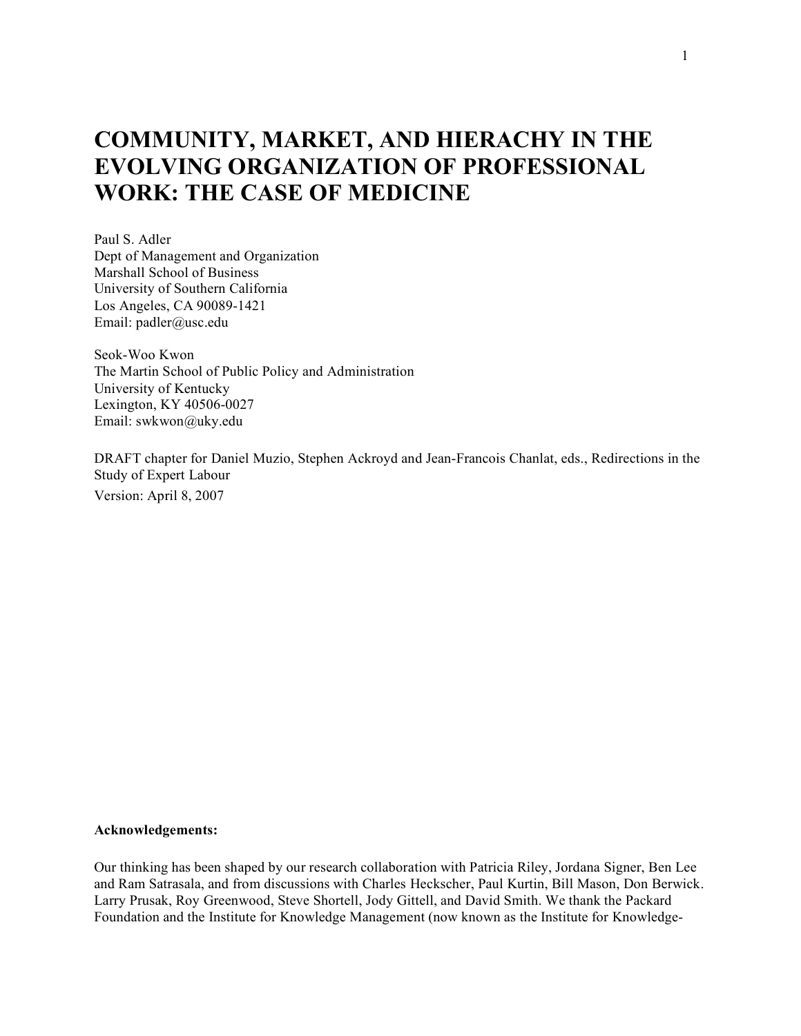# COMMUNITY, MARKET, AND HIERACHY IN THE EVOLVING ORGANIZATION OF PROFESSIONAL WORK: THE CASE OF MEDICINE

Paul S. Adler
Dept of Management and Organization
Marshall School of Business
University of Southern California
Los Angeles, CA 90089-1421
Email: padler@usc.edu

Seok-Woo Kwon
The Martin School of Public Policy and Administration
University of Kentucky
Lexington, KY 40506-0027
Email: swkwon@uky.edu

DRAFT chapter for Daniel Muzio, Stephen Ackroyd and Jean-Francois Chanlat, eds., Redirections in the Study of Expert Labour
Version: April 8, 2007

**Acknowledgements:**

Our thinking has been shaped by our research collaboration with Patricia Riley, Jordana Signer, Ben Lee and Ram Satrasala, and from discussions with Charles Heckscher, Paul Kurtin, Bill Mason, Don Berwick. Larry Prusak, Roy Greenwood, Steve Shortell, Jody Gittell, and David Smith. We thank the Packard Foundation and the Institute for Knowledge Management (now known as the Institute for Knowledge-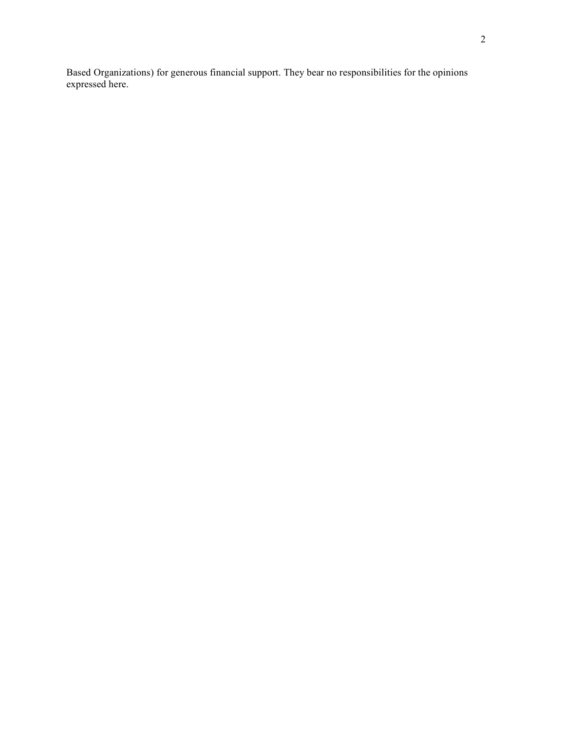Based Organizations) for generous financial support. They bear no responsibilities for the opinions expressed here.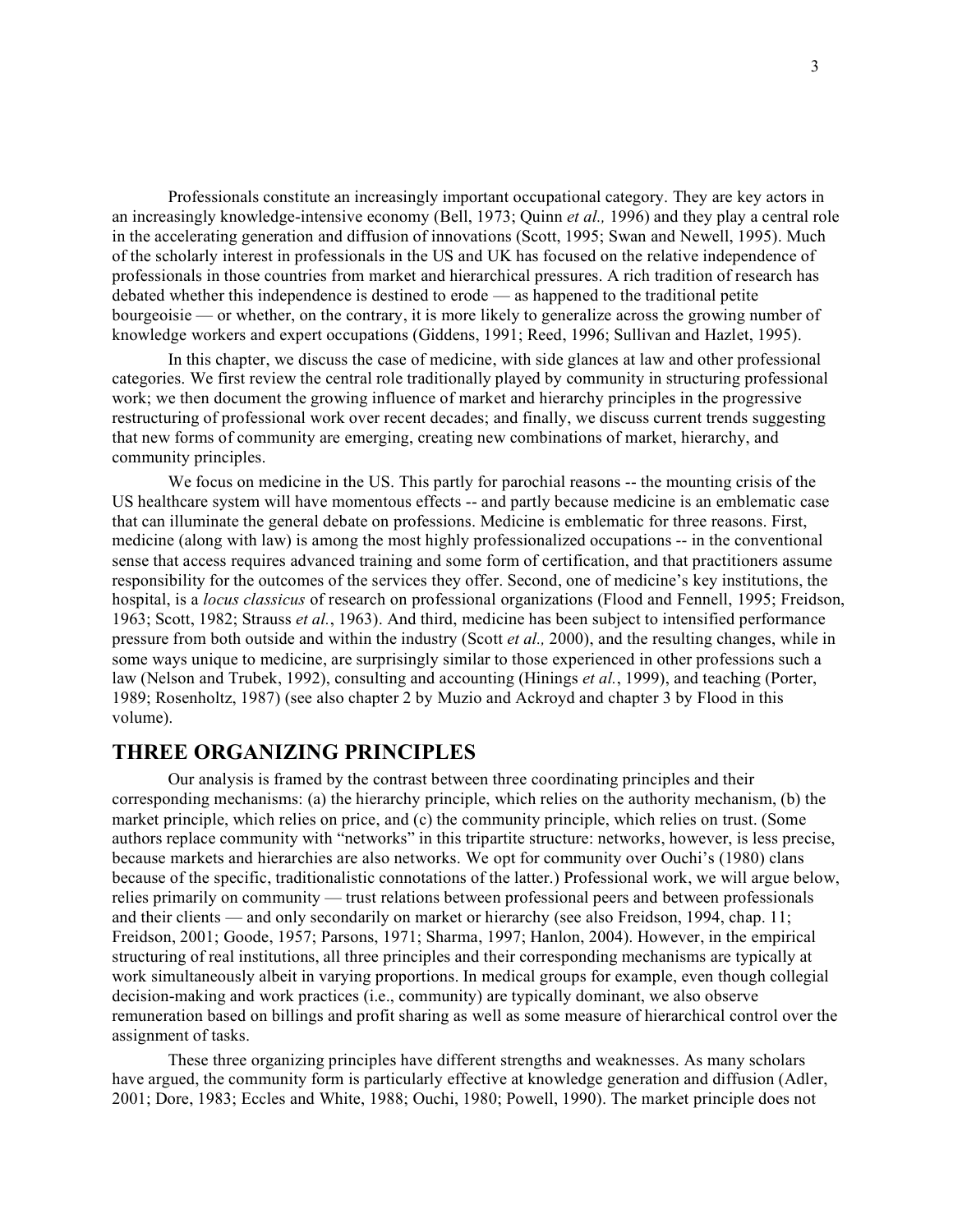Professionals constitute an increasingly important occupational category. They are key actors in an increasingly knowledge-intensive economy (Bell, 1973; Quinn *et al.,* 1996) and they play a central role in the accelerating generation and diffusion of innovations (Scott, 1995; Swan and Newell, 1995). Much of the scholarly interest in professionals in the US and UK has focused on the relative independence of professionals in those countries from market and hierarchical pressures. A rich tradition of research has debated whether this independence is destined to erode — as happened to the traditional petite bourgeoisie — or whether, on the contrary, it is more likely to generalize across the growing number of knowledge workers and expert occupations (Giddens, 1991; Reed, 1996; Sullivan and Hazlet, 1995).

In this chapter, we discuss the case of medicine, with side glances at law and other professional categories. We first review the central role traditionally played by community in structuring professional work; we then document the growing influence of market and hierarchy principles in the progressive restructuring of professional work over recent decades; and finally, we discuss current trends suggesting that new forms of community are emerging, creating new combinations of market, hierarchy, and community principles.

We focus on medicine in the US. This partly for parochial reasons -- the mounting crisis of the US healthcare system will have momentous effects -- and partly because medicine is an emblematic case that can illuminate the general debate on professions. Medicine is emblematic for three reasons. First, medicine (along with law) is among the most highly professionalized occupations -- in the conventional sense that access requires advanced training and some form of certification, and that practitioners assume responsibility for the outcomes of the services they offer. Second, one of medicine's key institutions, the hospital, is a *locus classicus* of research on professional organizations (Flood and Fennell, 1995; Freidson, 1963; Scott, 1982; Strauss *et al.*, 1963). And third, medicine has been subject to intensified performance pressure from both outside and within the industry (Scott *et al.,* 2000), and the resulting changes, while in some ways unique to medicine, are surprisingly similar to those experienced in other professions such a law (Nelson and Trubek, 1992), consulting and accounting (Hinings *et al.*, 1999), and teaching (Porter, 1989; Rosenholtz, 1987) (see also chapter 2 by Muzio and Ackroyd and chapter 3 by Flood in this volume).

## THREE ORGANIZING PRINCIPLES

Our analysis is framed by the contrast between three coordinating principles and their corresponding mechanisms: (a) the hierarchy principle, which relies on the authority mechanism, (b) the market principle, which relies on price, and (c) the community principle, which relies on trust. (Some authors replace community with "networks" in this tripartite structure: networks, however, is less precise, because markets and hierarchies are also networks. We opt for community over Ouchi's (1980) clans because of the specific, traditionalistic connotations of the latter.) Professional work, we will argue below, relies primarily on community — trust relations between professional peers and between professionals and their clients — and only secondarily on market or hierarchy (see also Freidson, 1994, chap. 11; Freidson, 2001; Goode, 1957; Parsons, 1971; Sharma, 1997; Hanlon, 2004). However, in the empirical structuring of real institutions, all three principles and their corresponding mechanisms are typically at work simultaneously albeit in varying proportions. In medical groups for example, even though collegial decision-making and work practices (i.e., community) are typically dominant, we also observe remuneration based on billings and profit sharing as well as some measure of hierarchical control over the assignment of tasks.

These three organizing principles have different strengths and weaknesses. As many scholars have argued, the community form is particularly effective at knowledge generation and diffusion (Adler, 2001; Dore, 1983; Eccles and White, 1988; Ouchi, 1980; Powell, 1990). The market principle does not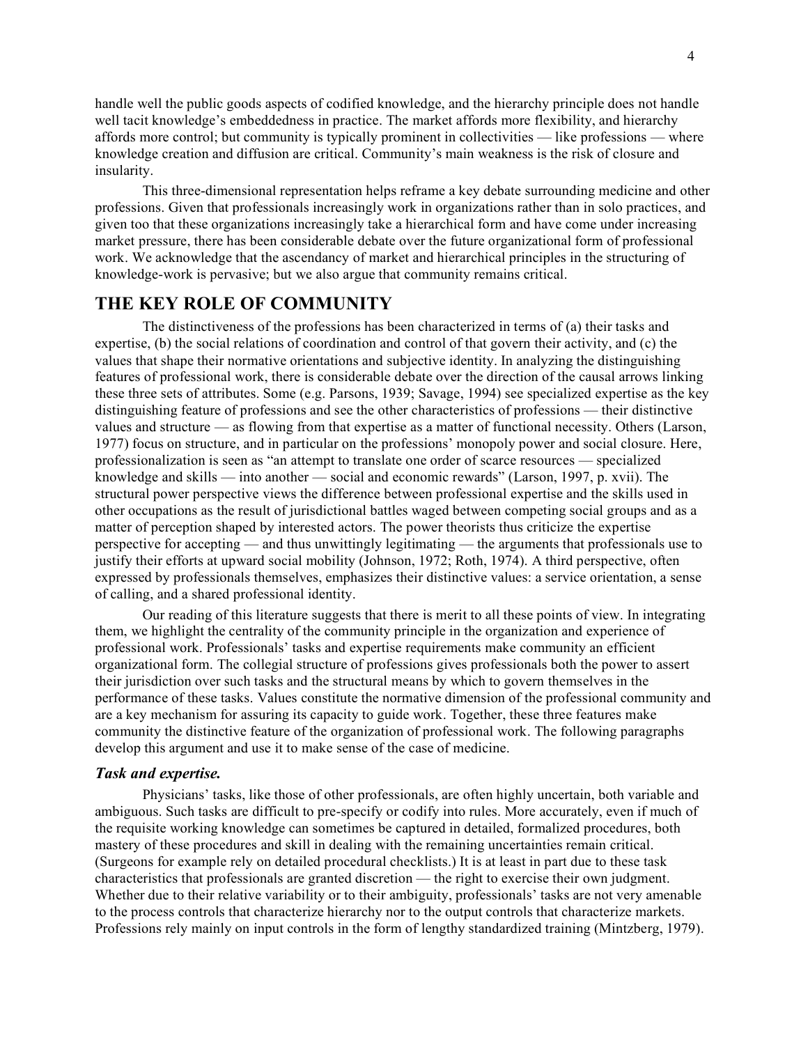handle well the public goods aspects of codified knowledge, and the hierarchy principle does not handle well tacit knowledge's embeddedness in practice. The market affords more flexibility, and hierarchy affords more control; but community is typically prominent in collectivities — like professions — where knowledge creation and diffusion are critical. Community's main weakness is the risk of closure and insularity.

This three-dimensional representation helps reframe a key debate surrounding medicine and other professions. Given that professionals increasingly work in organizations rather than in solo practices, and given too that these organizations increasingly take a hierarchical form and have come under increasing market pressure, there has been considerable debate over the future organizational form of professional work. We acknowledge that the ascendancy of market and hierarchical principles in the structuring of knowledge-work is pervasive; but we also argue that community remains critical.

## THE KEY ROLE OF COMMUNITY

The distinctiveness of the professions has been characterized in terms of (a) their tasks and expertise, (b) the social relations of coordination and control of that govern their activity, and (c) the values that shape their normative orientations and subjective identity. In analyzing the distinguishing features of professional work, there is considerable debate over the direction of the causal arrows linking these three sets of attributes. Some (e.g. Parsons, 1939; Savage, 1994) see specialized expertise as the key distinguishing feature of professions and see the other characteristics of professions — their distinctive values and structure — as flowing from that expertise as a matter of functional necessity. Others (Larson, 1977) focus on structure, and in particular on the professions' monopoly power and social closure. Here, professionalization is seen as "an attempt to translate one order of scarce resources — specialized knowledge and skills — into another — social and economic rewards" (Larson, 1997, p. xvii). The structural power perspective views the difference between professional expertise and the skills used in other occupations as the result of jurisdictional battles waged between competing social groups and as a matter of perception shaped by interested actors. The power theorists thus criticize the expertise perspective for accepting — and thus unwittingly legitimating — the arguments that professionals use to justify their efforts at upward social mobility (Johnson, 1972; Roth, 1974). A third perspective, often expressed by professionals themselves, emphasizes their distinctive values: a service orientation, a sense of calling, and a shared professional identity.

Our reading of this literature suggests that there is merit to all these points of view. In integrating them, we highlight the centrality of the community principle in the organization and experience of professional work. Professionals' tasks and expertise requirements make community an efficient organizational form. The collegial structure of professions gives professionals both the power to assert their jurisdiction over such tasks and the structural means by which to govern themselves in the performance of these tasks. Values constitute the normative dimension of the professional community and are a key mechanism for assuring its capacity to guide work. Together, these three features make community the distinctive feature of the organization of professional work. The following paragraphs develop this argument and use it to make sense of the case of medicine.

### *Task and expertise.*

Physicians' tasks, like those of other professionals, are often highly uncertain, both variable and ambiguous. Such tasks are difficult to pre-specify or codify into rules. More accurately, even if much of the requisite working knowledge can sometimes be captured in detailed, formalized procedures, both mastery of these procedures and skill in dealing with the remaining uncertainties remain critical. (Surgeons for example rely on detailed procedural checklists.) It is at least in part due to these task characteristics that professionals are granted discretion — the right to exercise their own judgment. Whether due to their relative variability or to their ambiguity, professionals' tasks are not very amenable to the process controls that characterize hierarchy nor to the output controls that characterize markets. Professions rely mainly on input controls in the form of lengthy standardized training (Mintzberg, 1979).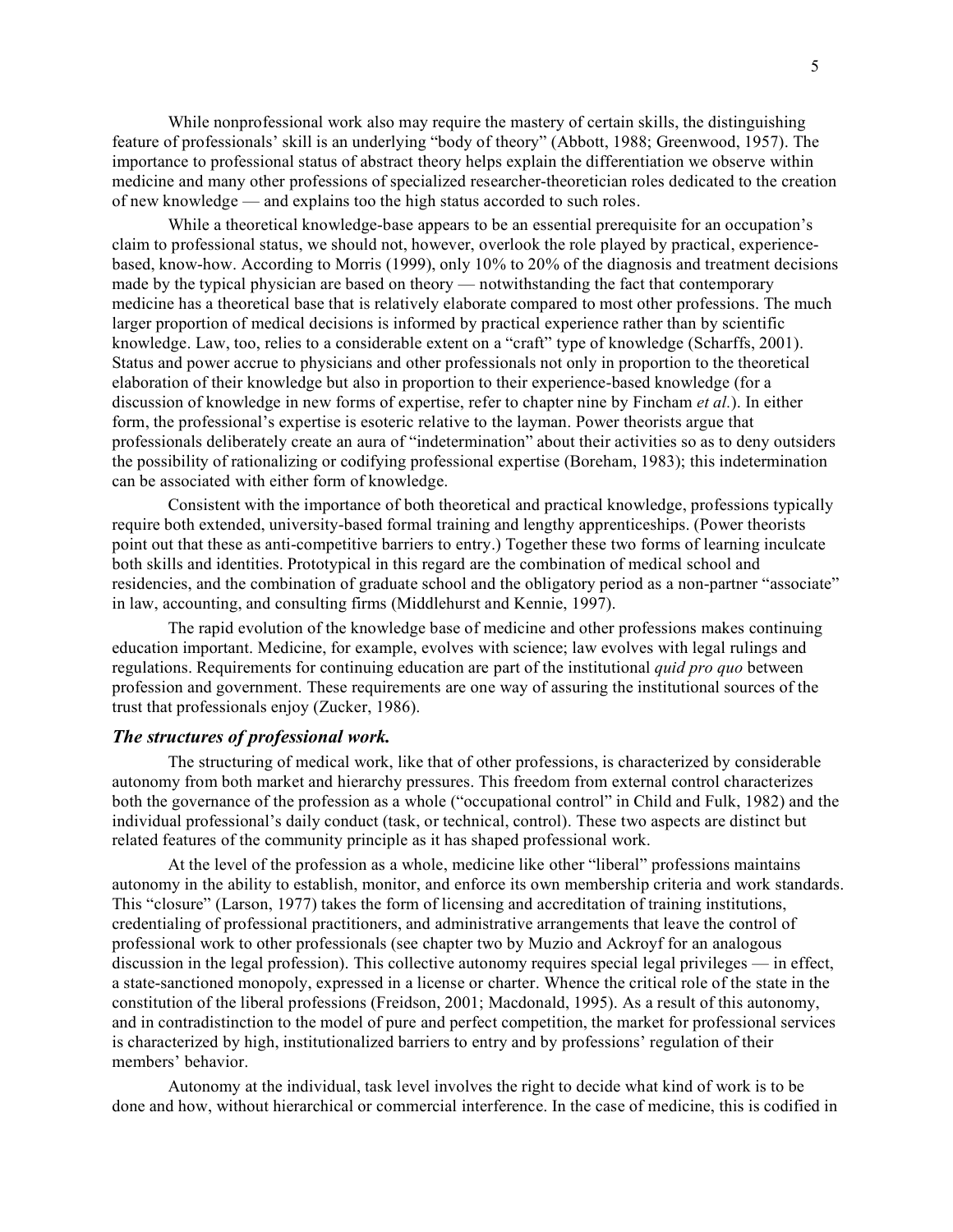While nonprofessional work also may require the mastery of certain skills, the distinguishing feature of professionals' skill is an underlying "body of theory" (Abbott, 1988; Greenwood, 1957). The importance to professional status of abstract theory helps explain the differentiation we observe within medicine and many other professions of specialized researcher-theoretician roles dedicated to the creation of new knowledge — and explains too the high status accorded to such roles.

While a theoretical knowledge-base appears to be an essential prerequisite for an occupation's claim to professional status, we should not, however, overlook the role played by practical, experience-based, know-how. According to Morris (1999), only 10% to 20% of the diagnosis and treatment decisions made by the typical physician are based on theory — notwithstanding the fact that contemporary medicine has a theoretical base that is relatively elaborate compared to most other professions. The much larger proportion of medical decisions is informed by practical experience rather than by scientific knowledge. Law, too, relies to a considerable extent on a "craft" type of knowledge (Scharffs, 2001). Status and power accrue to physicians and other professionals not only in proportion to the theoretical elaboration of their knowledge but also in proportion to their experience-based knowledge (for a discussion of knowledge in new forms of expertise, refer to chapter nine by Fincham *et al.*). In either form, the professional's expertise is esoteric relative to the layman. Power theorists argue that professionals deliberately create an aura of "indetermination" about their activities so as to deny outsiders the possibility of rationalizing or codifying professional expertise (Boreham, 1983); this indetermination can be associated with either form of knowledge.

Consistent with the importance of both theoretical and practical knowledge, professions typically require both extended, university-based formal training and lengthy apprenticeships. (Power theorists point out that these as anti-competitive barriers to entry.) Together these two forms of learning inculcate both skills and identities. Prototypical in this regard are the combination of medical school and residencies, and the combination of graduate school and the obligatory period as a non-partner "associate" in law, accounting, and consulting firms (Middlehurst and Kennie, 1997).

The rapid evolution of the knowledge base of medicine and other professions makes continuing education important. Medicine, for example, evolves with science; law evolves with legal rulings and regulations. Requirements for continuing education are part of the institutional *quid pro quo* between profession and government. These requirements are one way of assuring the institutional sources of the trust that professionals enjoy (Zucker, 1986).

### *The structures of professional work.*

The structuring of medical work, like that of other professions, is characterized by considerable autonomy from both market and hierarchy pressures. This freedom from external control characterizes both the governance of the profession as a whole ("occupational control" in Child and Fulk, 1982) and the individual professional's daily conduct (task, or technical, control). These two aspects are distinct but related features of the community principle as it has shaped professional work.

At the level of the profession as a whole, medicine like other "liberal" professions maintains autonomy in the ability to establish, monitor, and enforce its own membership criteria and work standards. This "closure" (Larson, 1977) takes the form of licensing and accreditation of training institutions, credentialing of professional practitioners, and administrative arrangements that leave the control of professional work to other professionals (see chapter two by Muzio and Ackroyf for an analogous discussion in the legal profession). This collective autonomy requires special legal privileges — in effect, a state-sanctioned monopoly, expressed in a license or charter. Whence the critical role of the state in the constitution of the liberal professions (Freidson, 2001; Macdonald, 1995). As a result of this autonomy, and in contradistinction to the model of pure and perfect competition, the market for professional services is characterized by high, institutionalized barriers to entry and by professions' regulation of their members' behavior.

Autonomy at the individual, task level involves the right to decide what kind of work is to be done and how, without hierarchical or commercial interference. In the case of medicine, this is codified in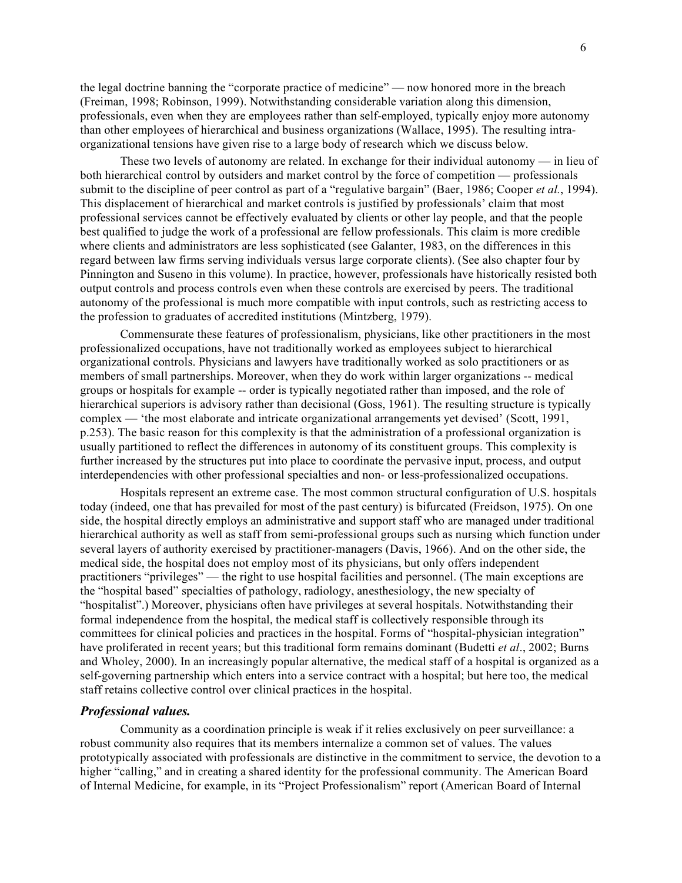the legal doctrine banning the "corporate practice of medicine" — now honored more in the breach (Freiman, 1998; Robinson, 1999). Notwithstanding considerable variation along this dimension, professionals, even when they are employees rather than self-employed, typically enjoy more autonomy than other employees of hierarchical and business organizations (Wallace, 1995). The resulting intra-organizational tensions have given rise to a large body of research which we discuss below.

These two levels of autonomy are related. In exchange for their individual autonomy — in lieu of both hierarchical control by outsiders and market control by the force of competition — professionals submit to the discipline of peer control as part of a "regulative bargain" (Baer, 1986; Cooper *et al.*, 1994). This displacement of hierarchical and market controls is justified by professionals' claim that most professional services cannot be effectively evaluated by clients or other lay people, and that the people best qualified to judge the work of a professional are fellow professionals. This claim is more credible where clients and administrators are less sophisticated (see Galanter, 1983, on the differences in this regard between law firms serving individuals versus large corporate clients). (See also chapter four by Pinnington and Suseno in this volume). In practice, however, professionals have historically resisted both output controls and process controls even when these controls are exercised by peers. The traditional autonomy of the professional is much more compatible with input controls, such as restricting access to the profession to graduates of accredited institutions (Mintzberg, 1979).

Commensurate these features of professionalism, physicians, like other practitioners in the most professionalized occupations, have not traditionally worked as employees subject to hierarchical organizational controls. Physicians and lawyers have traditionally worked as solo practitioners or as members of small partnerships. Moreover, when they do work within larger organizations -- medical groups or hospitals for example -- order is typically negotiated rather than imposed, and the role of hierarchical superiors is advisory rather than decisional (Goss, 1961). The resulting structure is typically complex — 'the most elaborate and intricate organizational arrangements yet devised' (Scott, 1991, p.253). The basic reason for this complexity is that the administration of a professional organization is usually partitioned to reflect the differences in autonomy of its constituent groups. This complexity is further increased by the structures put into place to coordinate the pervasive input, process, and output interdependencies with other professional specialties and non- or less-professionalized occupations.

Hospitals represent an extreme case. The most common structural configuration of U.S. hospitals today (indeed, one that has prevailed for most of the past century) is bifurcated (Freidson, 1975). On one side, the hospital directly employs an administrative and support staff who are managed under traditional hierarchical authority as well as staff from semi-professional groups such as nursing which function under several layers of authority exercised by practitioner-managers (Davis, 1966). And on the other side, the medical side, the hospital does not employ most of its physicians, but only offers independent practitioners "privileges" — the right to use hospital facilities and personnel. (The main exceptions are the "hospital based" specialties of pathology, radiology, anesthesiology, the new specialty of "hospitalist".) Moreover, physicians often have privileges at several hospitals. Notwithstanding their formal independence from the hospital, the medical staff is collectively responsible through its committees for clinical policies and practices in the hospital. Forms of "hospital-physician integration" have proliferated in recent years; but this traditional form remains dominant (Budetti *et al*., 2002; Burns and Wholey, 2000). In an increasingly popular alternative, the medical staff of a hospital is organized as a self-governing partnership which enters into a service contract with a hospital; but here too, the medical staff retains collective control over clinical practices in the hospital.

### *Professional values.*

Community as a coordination principle is weak if it relies exclusively on peer surveillance: a robust community also requires that its members internalize a common set of values. The values prototypically associated with professionals are distinctive in the commitment to service, the devotion to a higher "calling," and in creating a shared identity for the professional community. The American Board of Internal Medicine, for example, in its "Project Professionalism" report (American Board of Internal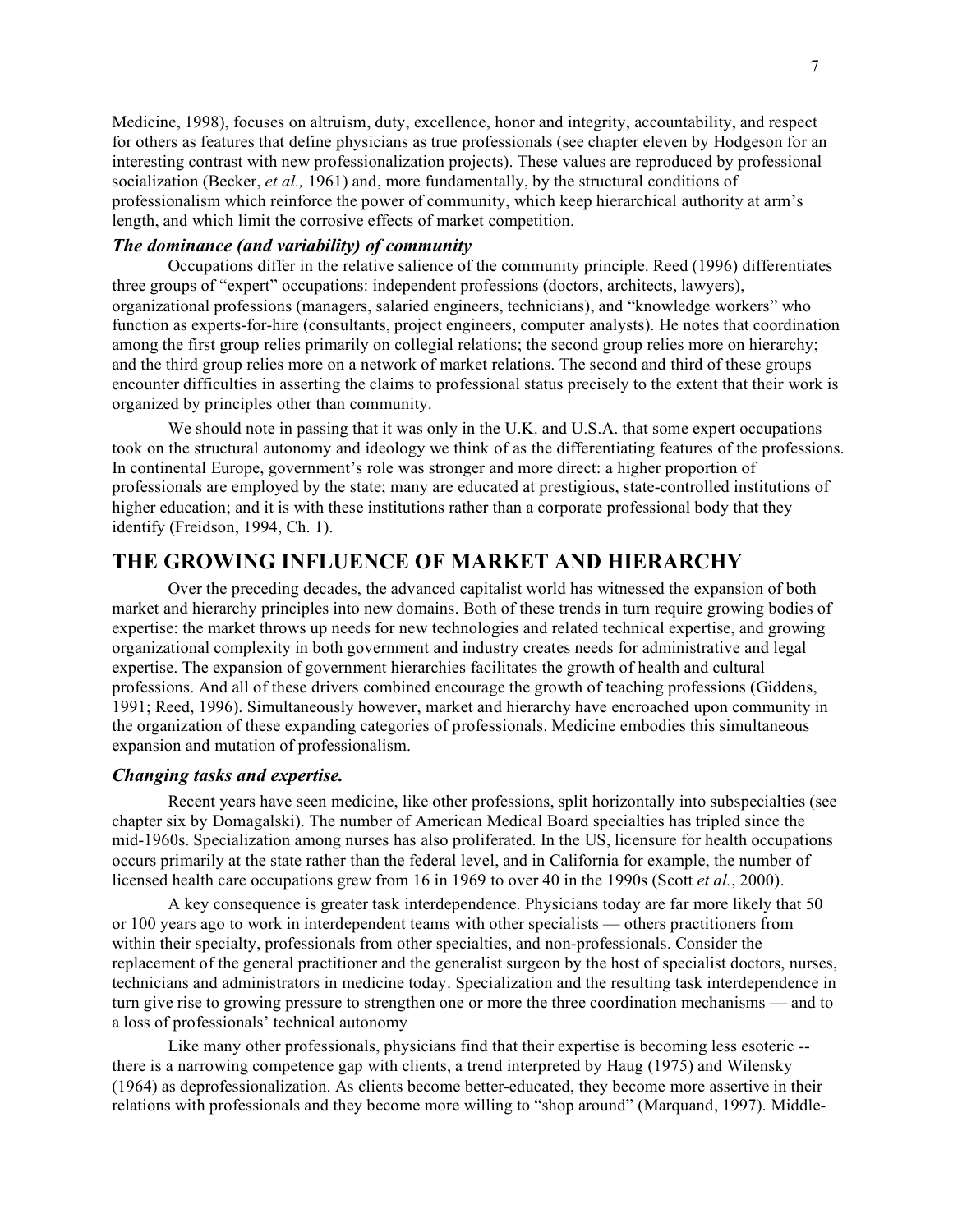Medicine, 1998), focuses on altruism, duty, excellence, honor and integrity, accountability, and respect for others as features that define physicians as true professionals (see chapter eleven by Hodgeson for an interesting contrast with new professionalization projects). These values are reproduced by professional socialization (Becker, *et al.,* 1961) and, more fundamentally, by the structural conditions of professionalism which reinforce the power of community, which keep hierarchical authority at arm's length, and which limit the corrosive effects of market competition.

### *The dominance (and variability) of community*

Occupations differ in the relative salience of the community principle. Reed (1996) differentiates three groups of "expert" occupations: independent professions (doctors, architects, lawyers), organizational professions (managers, salaried engineers, technicians), and "knowledge workers" who function as experts-for-hire (consultants, project engineers, computer analysts). He notes that coordination among the first group relies primarily on collegial relations; the second group relies more on hierarchy; and the third group relies more on a network of market relations. The second and third of these groups encounter difficulties in asserting the claims to professional status precisely to the extent that their work is organized by principles other than community.

We should note in passing that it was only in the U.K. and U.S.A. that some expert occupations took on the structural autonomy and ideology we think of as the differentiating features of the professions. In continental Europe, government's role was stronger and more direct: a higher proportion of professionals are employed by the state; many are educated at prestigious, state-controlled institutions of higher education; and it is with these institutions rather than a corporate professional body that they identify (Freidson, 1994, Ch. 1).

## THE GROWING INFLUENCE OF MARKET AND HIERARCHY

Over the preceding decades, the advanced capitalist world has witnessed the expansion of both market and hierarchy principles into new domains. Both of these trends in turn require growing bodies of expertise: the market throws up needs for new technologies and related technical expertise, and growing organizational complexity in both government and industry creates needs for administrative and legal expertise. The expansion of government hierarchies facilitates the growth of health and cultural professions. And all of these drivers combined encourage the growth of teaching professions (Giddens, 1991; Reed, 1996). Simultaneously however, market and hierarchy have encroached upon community in the organization of these expanding categories of professionals. Medicine embodies this simultaneous expansion and mutation of professionalism.

### *Changing tasks and expertise.*

Recent years have seen medicine, like other professions, split horizontally into subspecialties (see chapter six by Domagalski). The number of American Medical Board specialties has tripled since the mid-1960s. Specialization among nurses has also proliferated. In the US, licensure for health occupations occurs primarily at the state rather than the federal level, and in California for example, the number of licensed health care occupations grew from 16 in 1969 to over 40 in the 1990s (Scott *et al.*, 2000).

A key consequence is greater task interdependence. Physicians today are far more likely that 50 or 100 years ago to work in interdependent teams with other specialists — others practitioners from within their specialty, professionals from other specialties, and non-professionals. Consider the replacement of the general practitioner and the generalist surgeon by the host of specialist doctors, nurses, technicians and administrators in medicine today. Specialization and the resulting task interdependence in turn give rise to growing pressure to strengthen one or more the three coordination mechanisms — and to a loss of professionals' technical autonomy

Like many other professionals, physicians find that their expertise is becoming less esoteric -- there is a narrowing competence gap with clients, a trend interpreted by Haug (1975) and Wilensky (1964) as deprofessionalization. As clients become better-educated, they become more assertive in their relations with professionals and they become more willing to "shop around" (Marquand, 1997). Middle-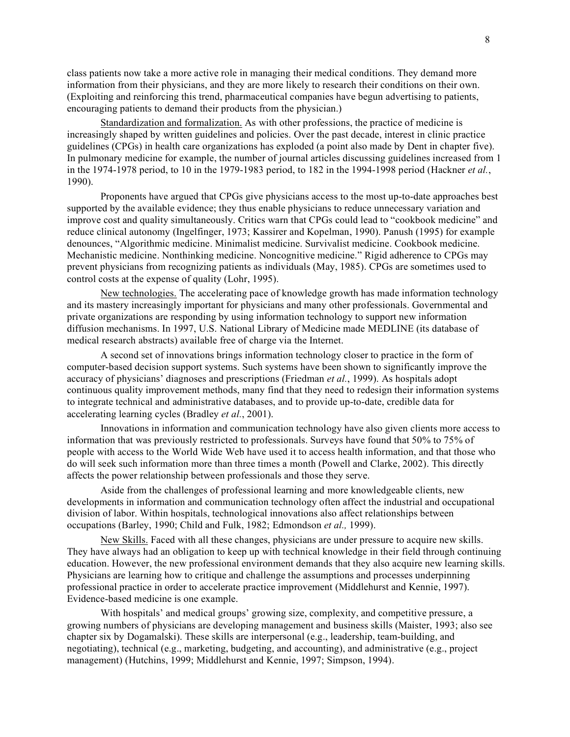class patients now take a more active role in managing their medical conditions. They demand more information from their physicians, and they are more likely to research their conditions on their own. (Exploiting and reinforcing this trend, pharmaceutical companies have begun advertising to patients, encouraging patients to demand their products from the physician.)

Standardization and formalization. As with other professions, the practice of medicine is increasingly shaped by written guidelines and policies. Over the past decade, interest in clinic practice guidelines (CPGs) in health care organizations has exploded (a point also made by Dent in chapter five). In pulmonary medicine for example, the number of journal articles discussing guidelines increased from 1 in the 1974-1978 period, to 10 in the 1979-1983 period, to 182 in the 1994-1998 period (Hackner *et al.*, 1990).

Proponents have argued that CPGs give physicians access to the most up-to-date approaches best supported by the available evidence; they thus enable physicians to reduce unnecessary variation and improve cost and quality simultaneously. Critics warn that CPGs could lead to "cookbook medicine" and reduce clinical autonomy (Ingelfinger, 1973; Kassirer and Kopelman, 1990). Panush (1995) for example denounces, "Algorithmic medicine. Minimalist medicine. Survivalist medicine. Cookbook medicine. Mechanistic medicine. Nonthinking medicine. Noncognitive medicine." Rigid adherence to CPGs may prevent physicians from recognizing patients as individuals (May, 1985). CPGs are sometimes used to control costs at the expense of quality (Lohr, 1995).

New technologies. The accelerating pace of knowledge growth has made information technology and its mastery increasingly important for physicians and many other professionals. Governmental and private organizations are responding by using information technology to support new information diffusion mechanisms. In 1997, U.S. National Library of Medicine made MEDLINE (its database of medical research abstracts) available free of charge via the Internet.

A second set of innovations brings information technology closer to practice in the form of computer-based decision support systems. Such systems have been shown to significantly improve the accuracy of physicians' diagnoses and prescriptions (Friedman *et al.*, 1999). As hospitals adopt continuous quality improvement methods, many find that they need to redesign their information systems to integrate technical and administrative databases, and to provide up-to-date, credible data for accelerating learning cycles (Bradley *et al.*, 2001).

Innovations in information and communication technology have also given clients more access to information that was previously restricted to professionals. Surveys have found that 50% to 75% of people with access to the World Wide Web have used it to access health information, and that those who do will seek such information more than three times a month (Powell and Clarke, 2002). This directly affects the power relationship between professionals and those they serve.

Aside from the challenges of professional learning and more knowledgeable clients, new developments in information and communication technology often affect the industrial and occupational division of labor. Within hospitals, technological innovations also affect relationships between occupations (Barley, 1990; Child and Fulk, 1982; Edmondson *et al.,* 1999).

New Skills. Faced with all these changes, physicians are under pressure to acquire new skills. They have always had an obligation to keep up with technical knowledge in their field through continuing education. However, the new professional environment demands that they also acquire new learning skills. Physicians are learning how to critique and challenge the assumptions and processes underpinning professional practice in order to accelerate practice improvement (Middlehurst and Kennie, 1997). Evidence-based medicine is one example.

With hospitals' and medical groups' growing size, complexity, and competitive pressure, a growing numbers of physicians are developing management and business skills (Maister, 1993; also see chapter six by Dogamalski). These skills are interpersonal (e.g., leadership, team-building, and negotiating), technical (e.g., marketing, budgeting, and accounting), and administrative (e.g., project management) (Hutchins, 1999; Middlehurst and Kennie, 1997; Simpson, 1994).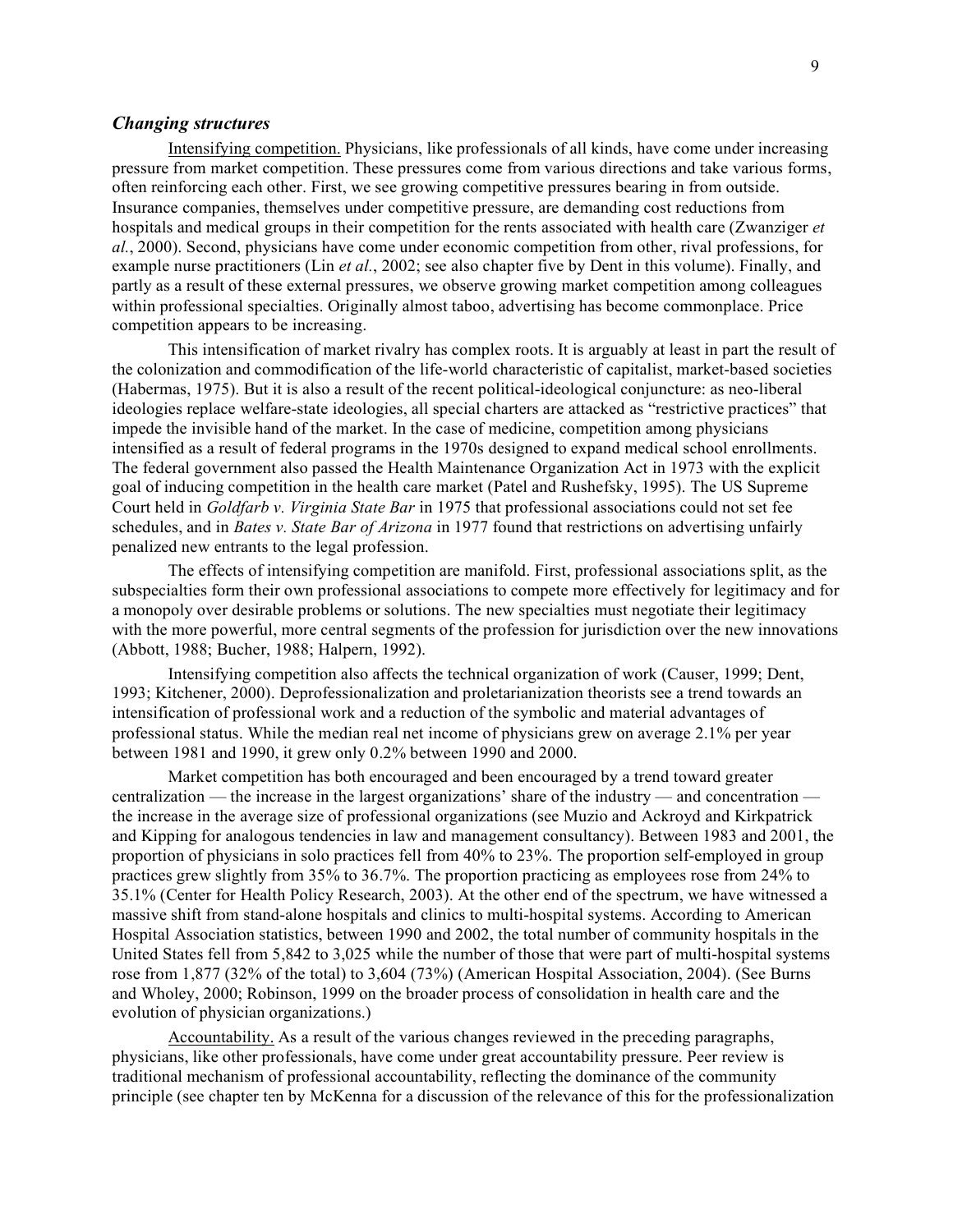### *Changing structures*

Intensifying competition. Physicians, like professionals of all kinds, have come under increasing pressure from market competition. These pressures come from various directions and take various forms, often reinforcing each other. First, we see growing competitive pressures bearing in from outside. Insurance companies, themselves under competitive pressure, are demanding cost reductions from hospitals and medical groups in their competition for the rents associated with health care (Zwanziger *et al.*, 2000). Second, physicians have come under economic competition from other, rival professions, for example nurse practitioners (Lin *et al.*, 2002; see also chapter five by Dent in this volume). Finally, and partly as a result of these external pressures, we observe growing market competition among colleagues within professional specialties. Originally almost taboo, advertising has become commonplace. Price competition appears to be increasing.

This intensification of market rivalry has complex roots. It is arguably at least in part the result of the colonization and commodification of the life-world characteristic of capitalist, market-based societies (Habermas, 1975). But it is also a result of the recent political-ideological conjuncture: as neo-liberal ideologies replace welfare-state ideologies, all special charters are attacked as "restrictive practices" that impede the invisible hand of the market. In the case of medicine, competition among physicians intensified as a result of federal programs in the 1970s designed to expand medical school enrollments. The federal government also passed the Health Maintenance Organization Act in 1973 with the explicit goal of inducing competition in the health care market (Patel and Rushefsky, 1995). The US Supreme Court held in *Goldfarb v. Virginia State Bar* in 1975 that professional associations could not set fee schedules, and in *Bates v. State Bar of Arizona* in 1977 found that restrictions on advertising unfairly penalized new entrants to the legal profession.

The effects of intensifying competition are manifold. First, professional associations split, as the subspecialties form their own professional associations to compete more effectively for legitimacy and for a monopoly over desirable problems or solutions. The new specialties must negotiate their legitimacy with the more powerful, more central segments of the profession for jurisdiction over the new innovations (Abbott, 1988; Bucher, 1988; Halpern, 1992).

Intensifying competition also affects the technical organization of work (Causer, 1999; Dent, 1993; Kitchener, 2000). Deprofessionalization and proletarianization theorists see a trend towards an intensification of professional work and a reduction of the symbolic and material advantages of professional status. While the median real net income of physicians grew on average 2.1% per year between 1981 and 1990, it grew only 0.2% between 1990 and 2000.

Market competition has both encouraged and been encouraged by a trend toward greater centralization — the increase in the largest organizations' share of the industry — and concentration — the increase in the average size of professional organizations (see Muzio and Ackroyd and Kirkpatrick and Kipping for analogous tendencies in law and management consultancy). Between 1983 and 2001, the proportion of physicians in solo practices fell from 40% to 23%. The proportion self-employed in group practices grew slightly from 35% to 36.7%. The proportion practicing as employees rose from 24% to 35.1% (Center for Health Policy Research, 2003). At the other end of the spectrum, we have witnessed a massive shift from stand-alone hospitals and clinics to multi-hospital systems. According to American Hospital Association statistics, between 1990 and 2002, the total number of community hospitals in the United States fell from 5,842 to 3,025 while the number of those that were part of multi-hospital systems rose from 1,877 (32% of the total) to 3,604 (73%) (American Hospital Association, 2004). (See Burns and Wholey, 2000; Robinson, 1999 on the broader process of consolidation in health care and the evolution of physician organizations.)

Accountability. As a result of the various changes reviewed in the preceding paragraphs, physicians, like other professionals, have come under great accountability pressure. Peer review is traditional mechanism of professional accountability, reflecting the dominance of the community principle (see chapter ten by McKenna for a discussion of the relevance of this for the professionalization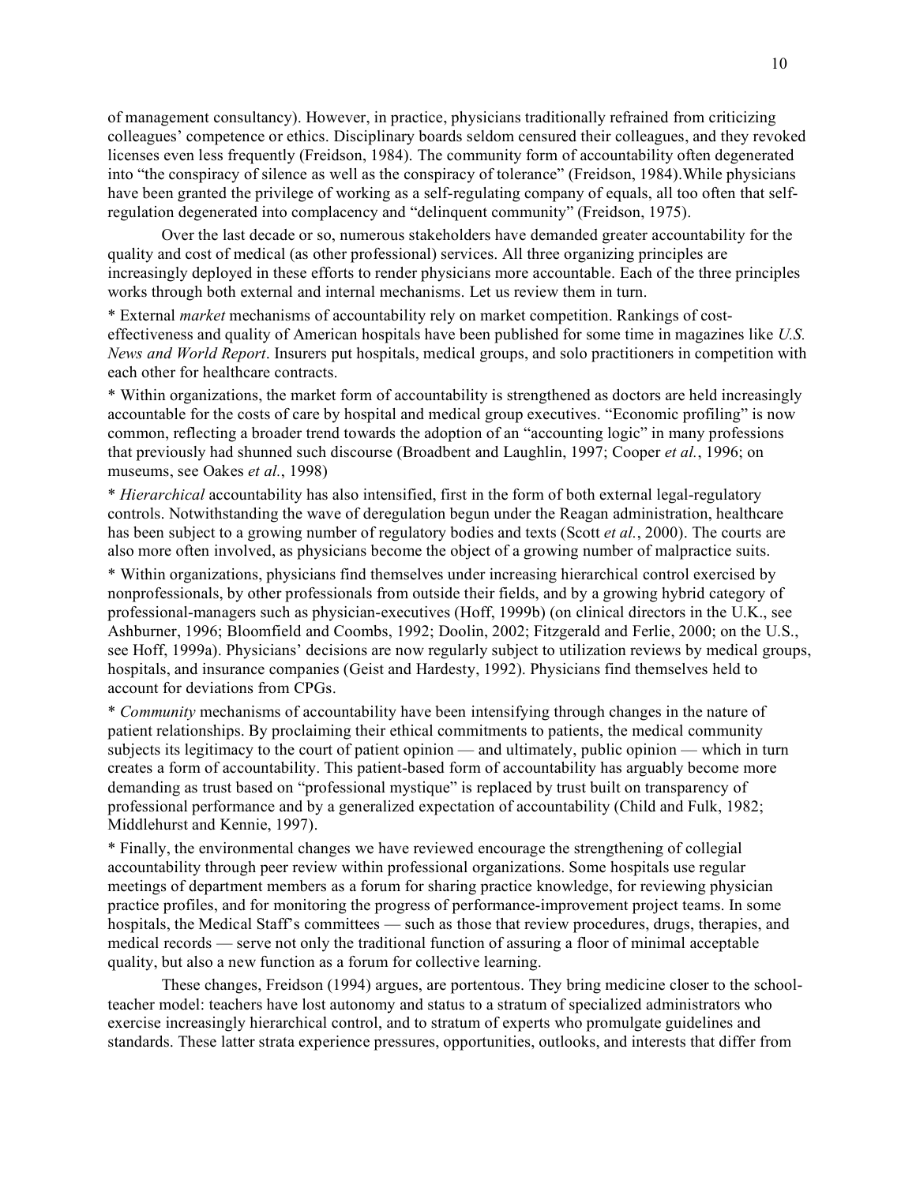of management consultancy). However, in practice, physicians traditionally refrained from criticizing colleagues' competence or ethics. Disciplinary boards seldom censured their colleagues, and they revoked licenses even less frequently (Freidson, 1984). The community form of accountability often degenerated into "the conspiracy of silence as well as the conspiracy of tolerance" (Freidson, 1984).While physicians have been granted the privilege of working as a self-regulating company of equals, all too often that self-regulation degenerated into complacency and "delinquent community" (Freidson, 1975).

Over the last decade or so, numerous stakeholders have demanded greater accountability for the quality and cost of medical (as other professional) services. All three organizing principles are increasingly deployed in these efforts to render physicians more accountable. Each of the three principles works through both external and internal mechanisms. Let us review them in turn.

* External *market* mechanisms of accountability rely on market competition. Rankings of cost-effectiveness and quality of American hospitals have been published for some time in magazines like *U.S. News and World Report*. Insurers put hospitals, medical groups, and solo practitioners in competition with each other for healthcare contracts.

* Within organizations, the market form of accountability is strengthened as doctors are held increasingly accountable for the costs of care by hospital and medical group executives. "Economic profiling" is now common, reflecting a broader trend towards the adoption of an "accounting logic" in many professions that previously had shunned such discourse (Broadbent and Laughlin, 1997; Cooper *et al.*, 1996; on museums, see Oakes *et al.*, 1998)

* *Hierarchical* accountability has also intensified, first in the form of both external legal-regulatory controls. Notwithstanding the wave of deregulation begun under the Reagan administration, healthcare has been subject to a growing number of regulatory bodies and texts (Scott *et al.*, 2000). The courts are also more often involved, as physicians become the object of a growing number of malpractice suits.

* Within organizations, physicians find themselves under increasing hierarchical control exercised by nonprofessionals, by other professionals from outside their fields, and by a growing hybrid category of professional-managers such as physician-executives (Hoff, 1999b) (on clinical directors in the U.K., see Ashburner, 1996; Bloomfield and Coombs, 1992; Doolin, 2002; Fitzgerald and Ferlie, 2000; on the U.S., see Hoff, 1999a). Physicians' decisions are now regularly subject to utilization reviews by medical groups, hospitals, and insurance companies (Geist and Hardesty, 1992). Physicians find themselves held to account for deviations from CPGs.

* *Community* mechanisms of accountability have been intensifying through changes in the nature of patient relationships. By proclaiming their ethical commitments to patients, the medical community subjects its legitimacy to the court of patient opinion — and ultimately, public opinion — which in turn creates a form of accountability. This patient-based form of accountability has arguably become more demanding as trust based on "professional mystique" is replaced by trust built on transparency of professional performance and by a generalized expectation of accountability (Child and Fulk, 1982; Middlehurst and Kennie, 1997).

* Finally, the environmental changes we have reviewed encourage the strengthening of collegial accountability through peer review within professional organizations. Some hospitals use regular meetings of department members as a forum for sharing practice knowledge, for reviewing physician practice profiles, and for monitoring the progress of performance-improvement project teams. In some hospitals, the Medical Staff's committees — such as those that review procedures, drugs, therapies, and medical records — serve not only the traditional function of assuring a floor of minimal acceptable quality, but also a new function as a forum for collective learning.

These changes, Freidson (1994) argues, are portentous. They bring medicine closer to the school-teacher model: teachers have lost autonomy and status to a stratum of specialized administrators who exercise increasingly hierarchical control, and to stratum of experts who promulgate guidelines and standards. These latter strata experience pressures, opportunities, outlooks, and interests that differ from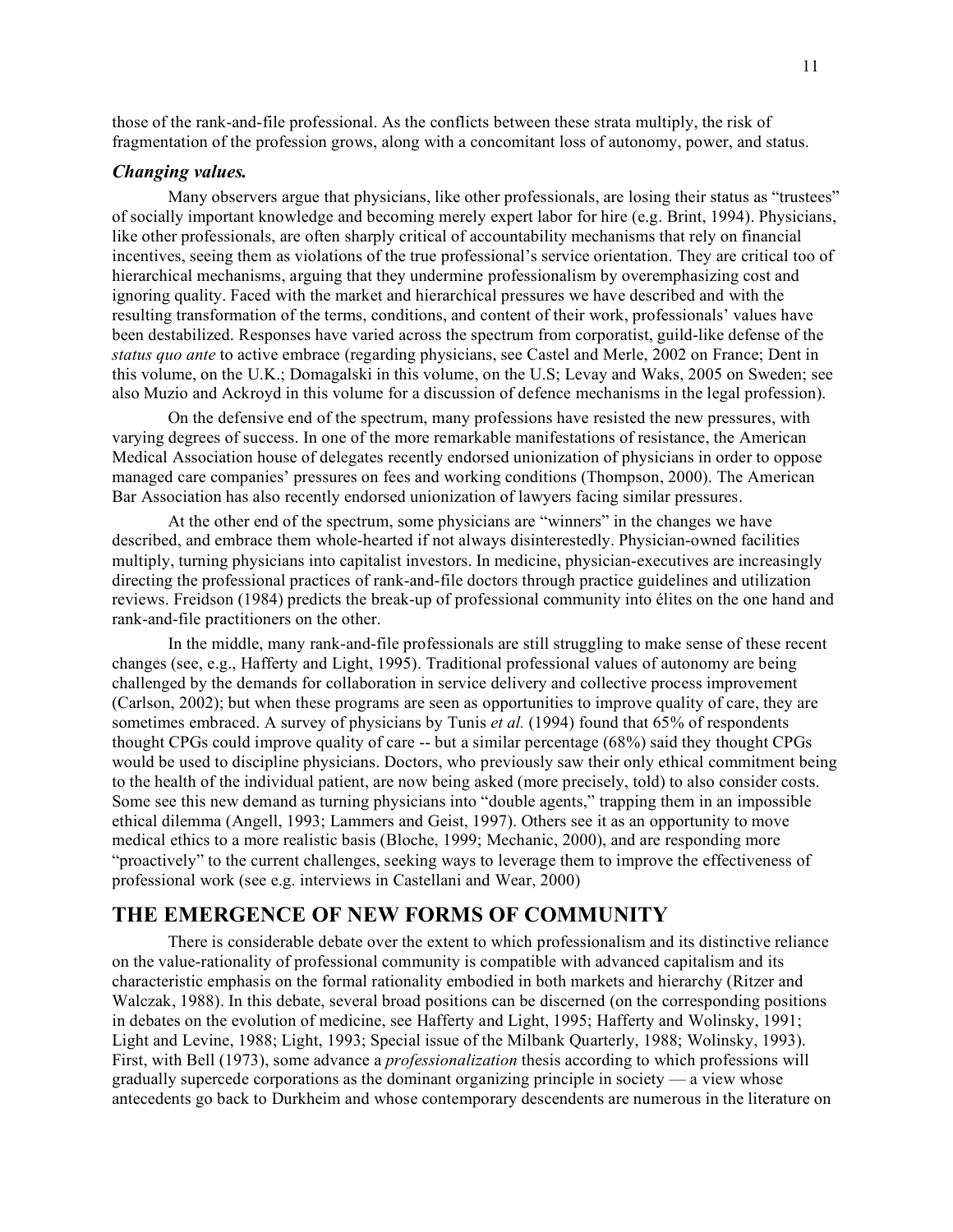those of the rank-and-file professional. As the conflicts between these strata multiply, the risk of fragmentation of the profession grows, along with a concomitant loss of autonomy, power, and status.

### *Changing values.*

Many observers argue that physicians, like other professionals, are losing their status as "trustees" of socially important knowledge and becoming merely expert labor for hire (e.g. Brint, 1994). Physicians, like other professionals, are often sharply critical of accountability mechanisms that rely on financial incentives, seeing them as violations of the true professional's service orientation. They are critical too of hierarchical mechanisms, arguing that they undermine professionalism by overemphasizing cost and ignoring quality. Faced with the market and hierarchical pressures we have described and with the resulting transformation of the terms, conditions, and content of their work, professionals' values have been destabilized. Responses have varied across the spectrum from corporatist, guild-like defense of the *status quo ante* to active embrace (regarding physicians, see Castel and Merle, 2002 on France; Dent in this volume, on the U.K.; Domagalski in this volume, on the U.S; Levay and Waks, 2005 on Sweden; see also Muzio and Ackroyd in this volume for a discussion of defence mechanisms in the legal profession).

On the defensive end of the spectrum, many professions have resisted the new pressures, with varying degrees of success. In one of the more remarkable manifestations of resistance, the American Medical Association house of delegates recently endorsed unionization of physicians in order to oppose managed care companies' pressures on fees and working conditions (Thompson, 2000). The American Bar Association has also recently endorsed unionization of lawyers facing similar pressures.

At the other end of the spectrum, some physicians are "winners" in the changes we have described, and embrace them whole-hearted if not always disinterestedly. Physician-owned facilities multiply, turning physicians into capitalist investors. In medicine, physician-executives are increasingly directing the professional practices of rank-and-file doctors through practice guidelines and utilization reviews. Freidson (1984) predicts the break-up of professional community into élites on the one hand and rank-and-file practitioners on the other.

In the middle, many rank-and-file professionals are still struggling to make sense of these recent changes (see, e.g., Hafferty and Light, 1995). Traditional professional values of autonomy are being challenged by the demands for collaboration in service delivery and collective process improvement (Carlson, 2002); but when these programs are seen as opportunities to improve quality of care, they are sometimes embraced. A survey of physicians by Tunis *et al.* (1994) found that 65% of respondents thought CPGs could improve quality of care -- but a similar percentage (68%) said they thought CPGs would be used to discipline physicians. Doctors, who previously saw their only ethical commitment being to the health of the individual patient, are now being asked (more precisely, told) to also consider costs. Some see this new demand as turning physicians into "double agents," trapping them in an impossible ethical dilemma (Angell, 1993; Lammers and Geist, 1997). Others see it as an opportunity to move medical ethics to a more realistic basis (Bloche, 1999; Mechanic, 2000), and are responding more "proactively" to the current challenges, seeking ways to leverage them to improve the effectiveness of professional work (see e.g. interviews in Castellani and Wear, 2000)

## THE EMERGENCE OF NEW FORMS OF COMMUNITY

There is considerable debate over the extent to which professionalism and its distinctive reliance on the value-rationality of professional community is compatible with advanced capitalism and its characteristic emphasis on the formal rationality embodied in both markets and hierarchy (Ritzer and Walczak, 1988). In this debate, several broad positions can be discerned (on the corresponding positions in debates on the evolution of medicine, see Hafferty and Light, 1995; Hafferty and Wolinsky, 1991; Light and Levine, 1988; Light, 1993; Special issue of the Milbank Quarterly, 1988; Wolinsky, 1993). First, with Bell (1973), some advance a *professionalization* thesis according to which professions will gradually supercede corporations as the dominant organizing principle in society — a view whose antecedents go back to Durkheim and whose contemporary descendents are numerous in the literature on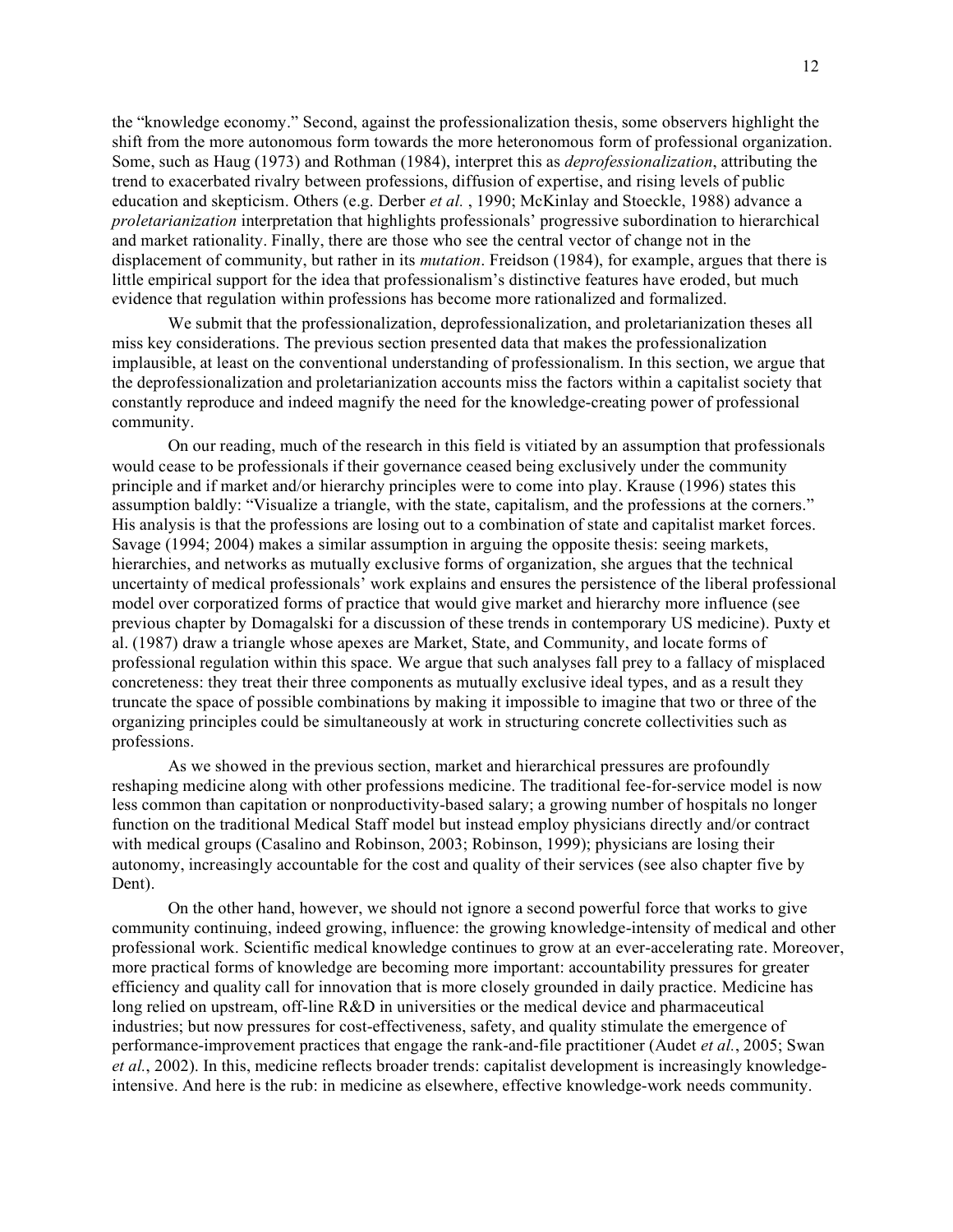the "knowledge economy." Second, against the professionalization thesis, some observers highlight the shift from the more autonomous form towards the more heteronomous form of professional organization. Some, such as Haug (1973) and Rothman (1984), interpret this as *deprofessionalization*, attributing the trend to exacerbated rivalry between professions, diffusion of expertise, and rising levels of public education and skepticism. Others (e.g. Derber *et al.* , 1990; McKinlay and Stoeckle, 1988) advance a *proletarianization* interpretation that highlights professionals' progressive subordination to hierarchical and market rationality. Finally, there are those who see the central vector of change not in the displacement of community, but rather in its *mutation*. Freidson (1984), for example, argues that there is little empirical support for the idea that professionalism's distinctive features have eroded, but much evidence that regulation within professions has become more rationalized and formalized.

We submit that the professionalization, deprofessionalization, and proletarianization theses all miss key considerations. The previous section presented data that makes the professionalization implausible, at least on the conventional understanding of professionalism. In this section, we argue that the deprofessionalization and proletarianization accounts miss the factors within a capitalist society that constantly reproduce and indeed magnify the need for the knowledge-creating power of professional community.

On our reading, much of the research in this field is vitiated by an assumption that professionals would cease to be professionals if their governance ceased being exclusively under the community principle and if market and/or hierarchy principles were to come into play. Krause (1996) states this assumption baldly: "Visualize a triangle, with the state, capitalism, and the professions at the corners." His analysis is that the professions are losing out to a combination of state and capitalist market forces. Savage (1994; 2004) makes a similar assumption in arguing the opposite thesis: seeing markets, hierarchies, and networks as mutually exclusive forms of organization, she argues that the technical uncertainty of medical professionals' work explains and ensures the persistence of the liberal professional model over corporatized forms of practice that would give market and hierarchy more influence (see previous chapter by Domagalski for a discussion of these trends in contemporary US medicine). Puxty et al. (1987) draw a triangle whose apexes are Market, State, and Community, and locate forms of professional regulation within this space. We argue that such analyses fall prey to a fallacy of misplaced concreteness: they treat their three components as mutually exclusive ideal types, and as a result they truncate the space of possible combinations by making it impossible to imagine that two or three of the organizing principles could be simultaneously at work in structuring concrete collectivities such as professions.

As we showed in the previous section, market and hierarchical pressures are profoundly reshaping medicine along with other professions medicine. The traditional fee-for-service model is now less common than capitation or nonproductivity-based salary; a growing number of hospitals no longer function on the traditional Medical Staff model but instead employ physicians directly and/or contract with medical groups (Casalino and Robinson, 2003; Robinson, 1999); physicians are losing their autonomy, increasingly accountable for the cost and quality of their services (see also chapter five by Dent).

On the other hand, however, we should not ignore a second powerful force that works to give community continuing, indeed growing, influence: the growing knowledge-intensity of medical and other professional work. Scientific medical knowledge continues to grow at an ever-accelerating rate. Moreover, more practical forms of knowledge are becoming more important: accountability pressures for greater efficiency and quality call for innovation that is more closely grounded in daily practice. Medicine has long relied on upstream, off-line R&D in universities or the medical device and pharmaceutical industries; but now pressures for cost-effectiveness, safety, and quality stimulate the emergence of performance-improvement practices that engage the rank-and-file practitioner (Audet *et al.*, 2005; Swan *et al.*, 2002). In this, medicine reflects broader trends: capitalist development is increasingly knowledge-intensive. And here is the rub: in medicine as elsewhere, effective knowledge-work needs community.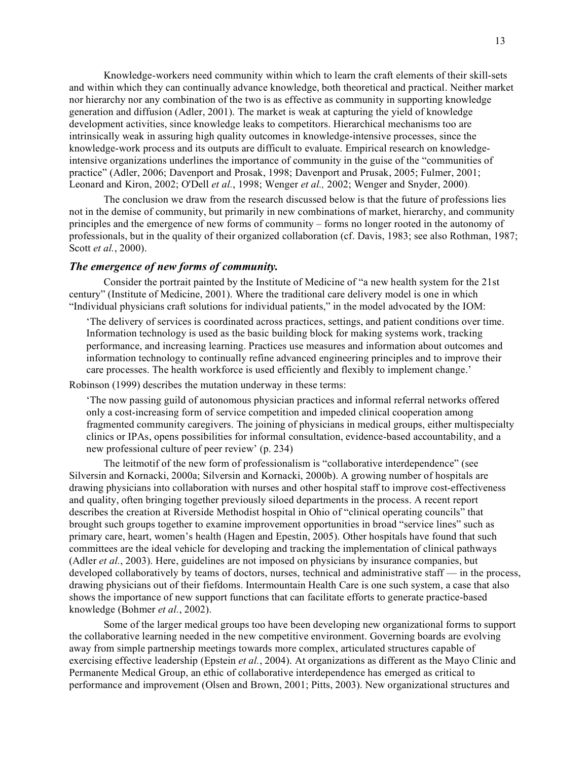Knowledge-workers need community within which to learn the craft elements of their skill-sets and within which they can continually advance knowledge, both theoretical and practical. Neither market nor hierarchy nor any combination of the two is as effective as community in supporting knowledge generation and diffusion (Adler, 2001). The market is weak at capturing the yield of knowledge development activities, since knowledge leaks to competitors. Hierarchical mechanisms too are intrinsically weak in assuring high quality outcomes in knowledge-intensive processes, since the knowledge-work process and its outputs are difficult to evaluate. Empirical research on knowledge-intensive organizations underlines the importance of community in the guise of the "communities of practice" (Adler, 2006; Davenport and Prosak, 1998; Davenport and Prusak, 2005; Fulmer, 2001; Leonard and Kiron, 2002; O'Dell *et al.*, 1998; Wenger *et al.,* 2002; Wenger and Snyder, 2000).

The conclusion we draw from the research discussed below is that the future of professions lies not in the demise of community, but primarily in new combinations of market, hierarchy, and community principles and the emergence of new forms of community – forms no longer rooted in the autonomy of professionals, but in the quality of their organized collaboration (cf. Davis, 1983; see also Rothman, 1987; Scott *et al.*, 2000).

### *The emergence of new forms of community.*

Consider the portrait painted by the Institute of Medicine of "a new health system for the 21st century" (Institute of Medicine, 2001). Where the traditional care delivery model is one in which "Individual physicians craft solutions for individual patients," in the model advocated by the IOM:

> 'The delivery of services is coordinated across practices, settings, and patient conditions over time. Information technology is used as the basic building block for making systems work, tracking performance, and increasing learning. Practices use measures and information about outcomes and information technology to continually refine advanced engineering principles and to improve their care processes. The health workforce is used efficiently and flexibly to implement change.'

Robinson (1999) describes the mutation underway in these terms:

> 'The now passing guild of autonomous physician practices and informal referral networks offered only a cost-increasing form of service competition and impeded clinical cooperation among fragmented community caregivers. The joining of physicians in medical groups, either multispecialty clinics or IPAs, opens possibilities for informal consultation, evidence-based accountability, and a new professional culture of peer review' (p. 234)

The leitmotif of the new form of professionalism is "collaborative interdependence" (see Silversin and Kornacki, 2000a; Silversin and Kornacki, 2000b). A growing number of hospitals are drawing physicians into collaboration with nurses and other hospital staff to improve cost-effectiveness and quality, often bringing together previously siloed departments in the process. A recent report describes the creation at Riverside Methodist hospital in Ohio of "clinical operating councils" that brought such groups together to examine improvement opportunities in broad "service lines" such as primary care, heart, women's health (Hagen and Epestin, 2005). Other hospitals have found that such committees are the ideal vehicle for developing and tracking the implementation of clinical pathways (Adler *et al.*, 2003). Here, guidelines are not imposed on physicians by insurance companies, but developed collaboratively by teams of doctors, nurses, technical and administrative staff — in the process, drawing physicians out of their fiefdoms. Intermountain Health Care is one such system, a case that also shows the importance of new support functions that can facilitate efforts to generate practice-based knowledge (Bohmer *et al.*, 2002).

Some of the larger medical groups too have been developing new organizational forms to support the collaborative learning needed in the new competitive environment. Governing boards are evolving away from simple partnership meetings towards more complex, articulated structures capable of exercising effective leadership (Epstein *et al.*, 2004). At organizations as different as the Mayo Clinic and Permanente Medical Group, an ethic of collaborative interdependence has emerged as critical to performance and improvement (Olsen and Brown, 2001; Pitts, 2003). New organizational structures and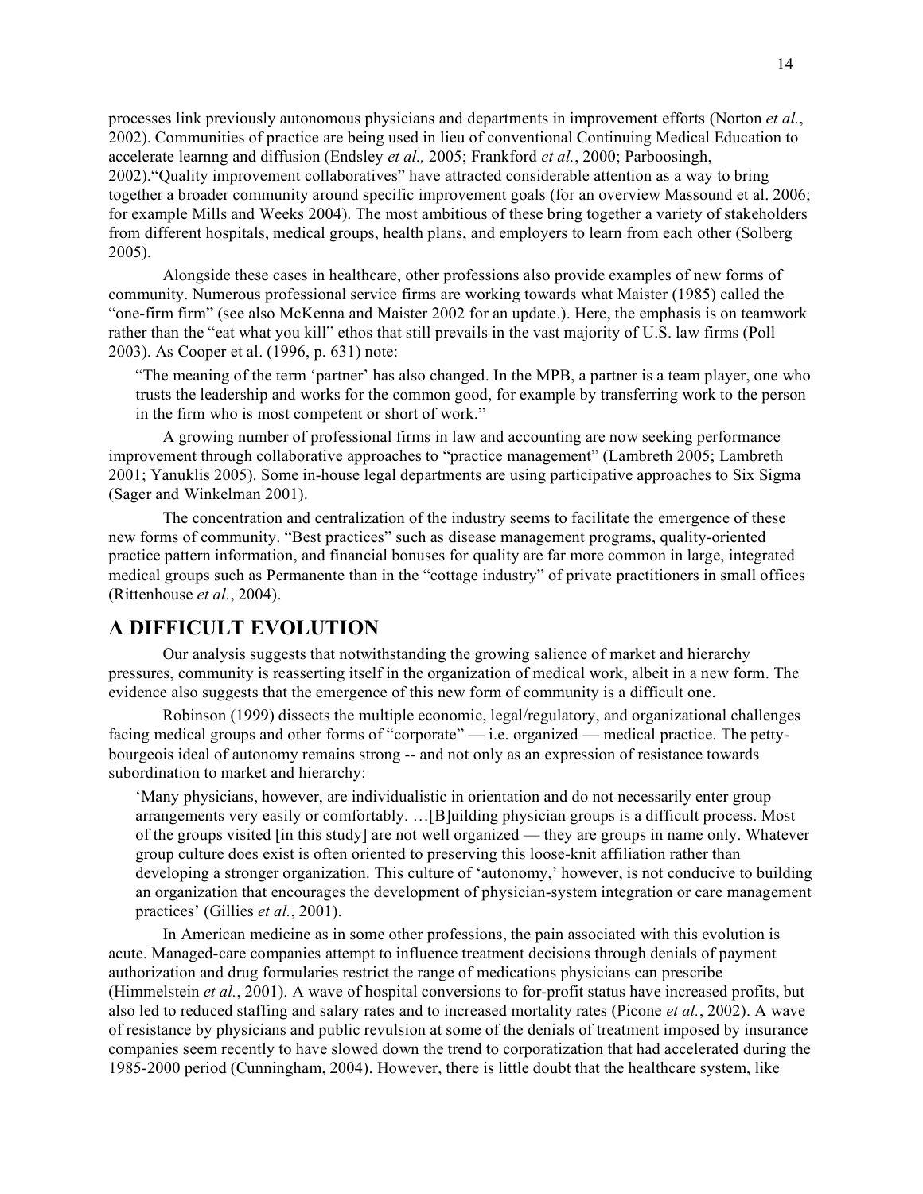processes link previously autonomous physicians and departments in improvement efforts (Norton *et al.*, 2002). Communities of practice are being used in lieu of conventional Continuing Medical Education to accelerate learnng and diffusion (Endsley *et al.,* 2005; Frankford *et al.*, 2000; Parboosingh, 2002)."Quality improvement collaboratives" have attracted considerable attention as a way to bring together a broader community around specific improvement goals (for an overview Massound et al. 2006; for example Mills and Weeks 2004). The most ambitious of these bring together a variety of stakeholders from different hospitals, medical groups, health plans, and employers to learn from each other (Solberg 2005).

Alongside these cases in healthcare, other professions also provide examples of new forms of community. Numerous professional service firms are working towards what Maister (1985) called the "one-firm firm" (see also McKenna and Maister 2002 for an update.). Here, the emphasis is on teamwork rather than the "eat what you kill" ethos that still prevails in the vast majority of U.S. law firms (Poll 2003). As Cooper et al. (1996, p. 631) note:

> "The meaning of the term 'partner' has also changed. In the MPB, a partner is a team player, one who trusts the leadership and works for the common good, for example by transferring work to the person in the firm who is most competent or short of work."

A growing number of professional firms in law and accounting are now seeking performance improvement through collaborative approaches to "practice management" (Lambreth 2005; Lambreth 2001; Yanuklis 2005). Some in-house legal departments are using participative approaches to Six Sigma (Sager and Winkelman 2001).

The concentration and centralization of the industry seems to facilitate the emergence of these new forms of community. "Best practices" such as disease management programs, quality-oriented practice pattern information, and financial bonuses for quality are far more common in large, integrated medical groups such as Permanente than in the "cottage industry" of private practitioners in small offices (Rittenhouse *et al.*, 2004).

## A DIFFICULT EVOLUTION

Our analysis suggests that notwithstanding the growing salience of market and hierarchy pressures, community is reasserting itself in the organization of medical work, albeit in a new form. The evidence also suggests that the emergence of this new form of community is a difficult one.

Robinson (1999) dissects the multiple economic, legal/regulatory, and organizational challenges facing medical groups and other forms of "corporate" — i.e. organized — medical practice. The petty-bourgeois ideal of autonomy remains strong -- and not only as an expression of resistance towards subordination to market and hierarchy:

> 'Many physicians, however, are individualistic in orientation and do not necessarily enter group arrangements very easily or comfortably. …[B]uilding physician groups is a difficult process. Most of the groups visited [in this study] are not well organized — they are groups in name only. Whatever group culture does exist is often oriented to preserving this loose-knit affiliation rather than developing a stronger organization. This culture of 'autonomy,' however, is not conducive to building an organization that encourages the development of physician-system integration or care management practices' (Gillies *et al.*, 2001).

In American medicine as in some other professions, the pain associated with this evolution is acute. Managed-care companies attempt to influence treatment decisions through denials of payment authorization and drug formularies restrict the range of medications physicians can prescribe (Himmelstein *et al.*, 2001). A wave of hospital conversions to for-profit status have increased profits, but also led to reduced staffing and salary rates and to increased mortality rates (Picone *et al.*, 2002). A wave of resistance by physicians and public revulsion at some of the denials of treatment imposed by insurance companies seem recently to have slowed down the trend to corporatization that had accelerated during the 1985-2000 period (Cunningham, 2004). However, there is little doubt that the healthcare system, like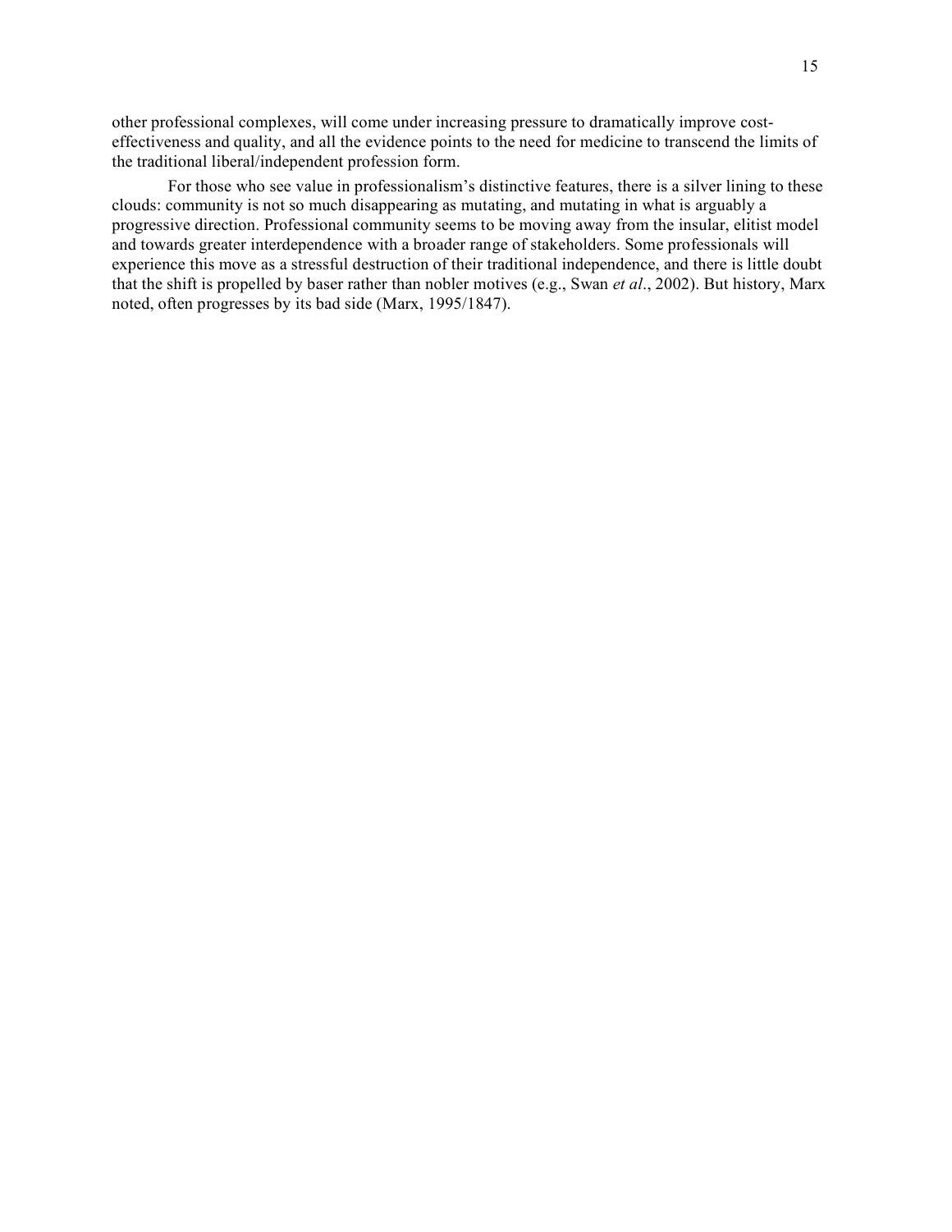other professional complexes, will come under increasing pressure to dramatically improve cost-effectiveness and quality, and all the evidence points to the need for medicine to transcend the limits of the traditional liberal/independent profession form.

For those who see value in professionalism's distinctive features, there is a silver lining to these clouds: community is not so much disappearing as mutating, and mutating in what is arguably a progressive direction. Professional community seems to be moving away from the insular, elitist model and towards greater interdependence with a broader range of stakeholders. Some professionals will experience this move as a stressful destruction of their traditional independence, and there is little doubt that the shift is propelled by baser rather than nobler motives (e.g., Swan *et al*., 2002). But history, Marx noted, often progresses by its bad side (Marx, 1995/1847).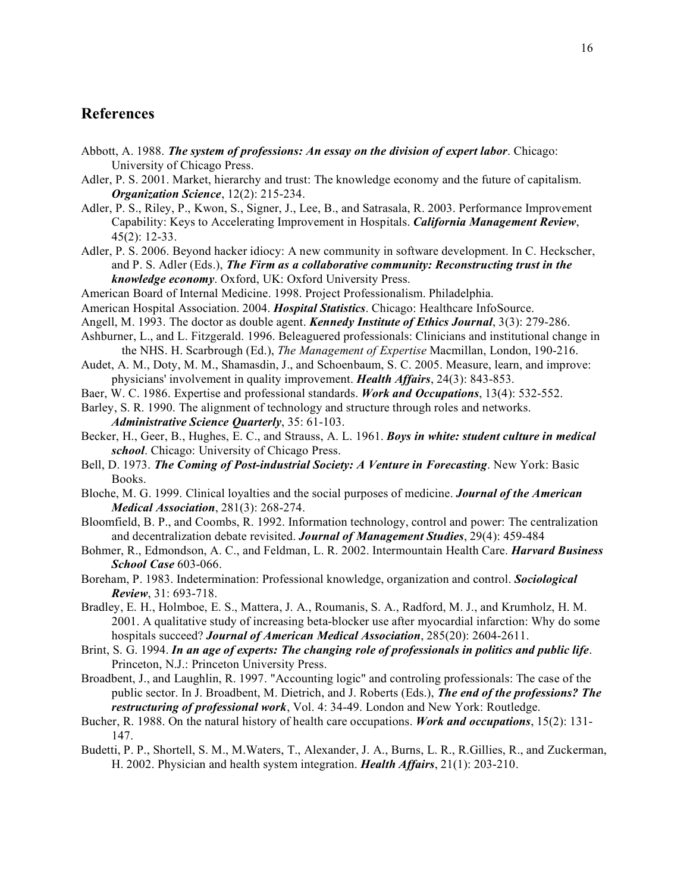## References

Abbott, A. 1988. ***The system of professions: An essay on the division of expert labor***. Chicago: University of Chicago Press.

Adler, P. S. 2001. Market, hierarchy and trust: The knowledge economy and the future of capitalism. ***Organization Science***, 12(2): 215-234.

Adler, P. S., Riley, P., Kwon, S., Signer, J., Lee, B., and Satrasala, R. 2003. Performance Improvement Capability: Keys to Accelerating Improvement in Hospitals. ***California Management Review***, 45(2): 12-33.

Adler, P. S. 2006. Beyond hacker idiocy: A new community in software development. In C. Heckscher, and P. S. Adler (Eds.), ***The Firm as a collaborative community: Reconstructing trust in the knowledge economy***. Oxford, UK: Oxford University Press.

American Board of Internal Medicine. 1998. Project Professionalism. Philadelphia.

American Hospital Association. 2004. ***Hospital Statistics***. Chicago: Healthcare InfoSource.

Angell, M. 1993. The doctor as double agent. ***Kennedy Institute of Ethics Journal***, 3(3): 279-286.

Ashburner, L., and L. Fitzgerald. 1996. Beleaguered professionals: Clinicians and institutional change in the NHS. H. Scarbrough (Ed.), *The Management of Expertise* Macmillan, London, 190-216.

Audet, A. M., Doty, M. M., Shamasdin, J., and Schoenbaum, S. C. 2005. Measure, learn, and improve: physicians' involvement in quality improvement. ***Health Affairs***, 24(3): 843-853.

Baer, W. C. 1986. Expertise and professional standards. ***Work and Occupations***, 13(4): 532-552.

Barley, S. R. 1990. The alignment of technology and structure through roles and networks. ***Administrative Science Quarterly***, 35: 61-103.

Becker, H., Geer, B., Hughes, E. C., and Strauss, A. L. 1961. ***Boys in white: student culture in medical school***. Chicago: University of Chicago Press.

Bell, D. 1973. ***The Coming of Post-industrial Society: A Venture in Forecasting***. New York: Basic Books.

Bloche, M. G. 1999. Clinical loyalties and the social purposes of medicine. ***Journal of the American Medical Association***, 281(3): 268-274.

Bloomfield, B. P., and Coombs, R. 1992. Information technology, control and power: The centralization and decentralization debate revisited. ***Journal of Management Studies***, 29(4): 459-484

Bohmer, R., Edmondson, A. C., and Feldman, L. R. 2002. Intermountain Health Care. ***Harvard Business School Case*** 603-066.

Boreham, P. 1983. Indetermination: Professional knowledge, organization and control. ***Sociological Review***, 31: 693-718.

Bradley, E. H., Holmboe, E. S., Mattera, J. A., Roumanis, S. A., Radford, M. J., and Krumholz, H. M. 2001. A qualitative study of increasing beta-blocker use after myocardial infarction: Why do some hospitals succeed? ***Journal of American Medical Association***, 285(20): 2604-2611.

Brint, S. G. 1994. ***In an age of experts: The changing role of professionals in politics and public life***. Princeton, N.J.: Princeton University Press.

Broadbent, J., and Laughlin, R. 1997. "Accounting logic" and controling professionals: The case of the public sector. In J. Broadbent, M. Dietrich, and J. Roberts (Eds.), ***The end of the professions? The restructuring of professional work***, Vol. 4: 34-49. London and New York: Routledge.

Bucher, R. 1988. On the natural history of health care occupations. ***Work and occupations***, 15(2): 131-147.

Budetti, P. P., Shortell, S. M., M.Waters, T., Alexander, J. A., Burns, L. R., R.Gillies, R., and Zuckerman, H. 2002. Physician and health system integration. ***Health Affairs***, 21(1): 203-210.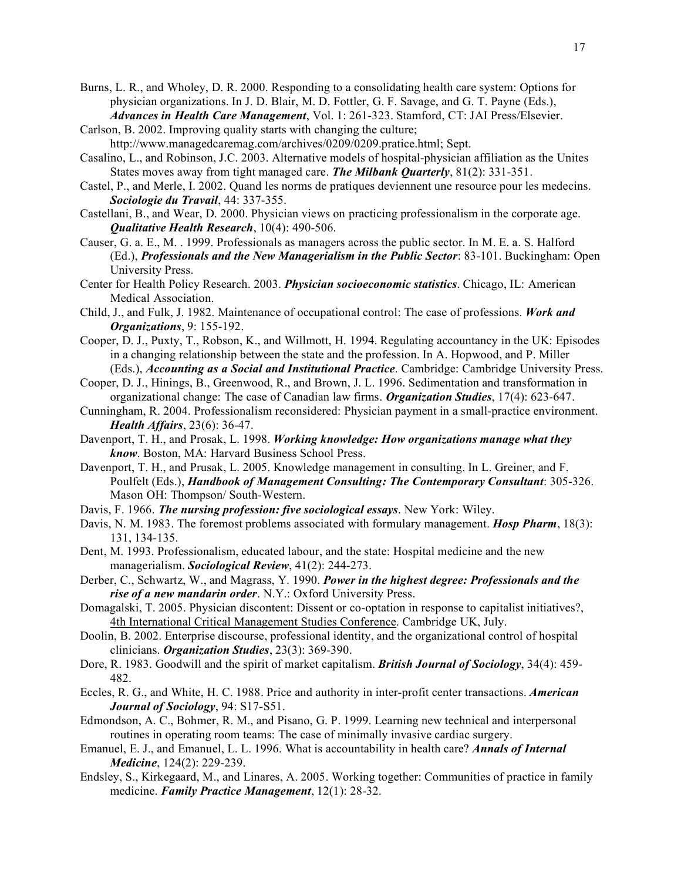Burns, L. R., and Wholey, D. R. 2000. Responding to a consolidating health care system: Options for physician organizations. In J. D. Blair, M. D. Fottler, G. F. Savage, and G. T. Payne (Eds.), ***Advances in Health Care Management***, Vol. 1: 261-323. Stamford, CT: JAI Press/Elsevier.

Carlson, B. 2002. Improving quality starts with changing the culture; http://www.managedcaremag.com/archives/0209/0209.pratice.html; Sept.

Casalino, L., and Robinson, J.C. 2003. Alternative models of hospital-physician affiliation as the Unites States moves away from tight managed care. ***The Milbank Quarterly***, 81(2): 331-351.

Castel, P., and Merle, I. 2002. Quand les norms de pratiques deviennent une resource pour les medecins. ***Sociologie du Travail***, 44: 337-355.

Castellani, B., and Wear, D. 2000. Physician views on practicing professionalism in the corporate age. ***Qualitative Health Research***, 10(4): 490-506.

Causer, G. a. E., M. . 1999. Professionals as managers across the public sector. In M. E. a. S. Halford (Ed.), ***Professionals and the New Managerialism in the Public Sector***: 83-101. Buckingham: Open University Press.

Center for Health Policy Research. 2003. ***Physician socioeconomic statistics***. Chicago, IL: American Medical Association.

Child, J., and Fulk, J. 1982. Maintenance of occupational control: The case of professions. ***Work and Organizations***, 9: 155-192.

Cooper, D. J., Puxty, T., Robson, K., and Willmott, H. 1994. Regulating accountancy in the UK: Episodes in a changing relationship between the state and the profession. In A. Hopwood, and P. Miller (Eds.), ***Accounting as a Social and Institutional Practice***. Cambridge: Cambridge University Press.

Cooper, D. J., Hinings, B., Greenwood, R., and Brown, J. L. 1996. Sedimentation and transformation in organizational change: The case of Canadian law firms. ***Organization Studies***, 17(4): 623-647.

Cunningham, R. 2004. Professionalism reconsidered: Physician payment in a small-practice environment. ***Health Affairs***, 23(6): 36-47.

Davenport, T. H., and Prosak, L. 1998. ***Working knowledge: How organizations manage what they know***. Boston, MA: Harvard Business School Press.

Davenport, T. H., and Prusak, L. 2005. Knowledge management in consulting. In L. Greiner, and F. Poulfelt (Eds.), ***Handbook of Management Consulting: The Contemporary Consultant***: 305-326. Mason OH: Thompson/ South-Western.

Davis, F. 1966. ***The nursing profession: five sociological essays***. New York: Wiley.

Davis, N. M. 1983. The foremost problems associated with formulary management. ***Hosp Pharm***, 18(3): 131, 134-135.

Dent, M. 1993. Professionalism, educated labour, and the state: Hospital medicine and the new managerialism. ***Sociological Review***, 41(2): 244-273.

Derber, C., Schwartz, W., and Magrass, Y. 1990. ***Power in the highest degree: Professionals and the rise of a new mandarin order***. N.Y.: Oxford University Press.

Domagalski, T. 2005. Physician discontent: Dissent or co-optation in response to capitalist initiatives?, 4th International Critical Management Studies Conference. Cambridge UK, July.

Doolin, B. 2002. Enterprise discourse, professional identity, and the organizational control of hospital clinicians. ***Organization Studies***, 23(3): 369-390.

Dore, R. 1983. Goodwill and the spirit of market capitalism. ***British Journal of Sociology***, 34(4): 459-482.

Eccles, R. G., and White, H. C. 1988. Price and authority in inter-profit center transactions. ***American Journal of Sociology***, 94: S17-S51.

Edmondson, A. C., Bohmer, R. M., and Pisano, G. P. 1999. Learning new technical and interpersonal routines in operating room teams: The case of minimally invasive cardiac surgery.

Emanuel, E. J., and Emanuel, L. L. 1996. What is accountability in health care? ***Annals of Internal Medicine***, 124(2): 229-239.

Endsley, S., Kirkegaard, M., and Linares, A. 2005. Working together: Communities of practice in family medicine. ***Family Practice Management***, 12(1): 28-32.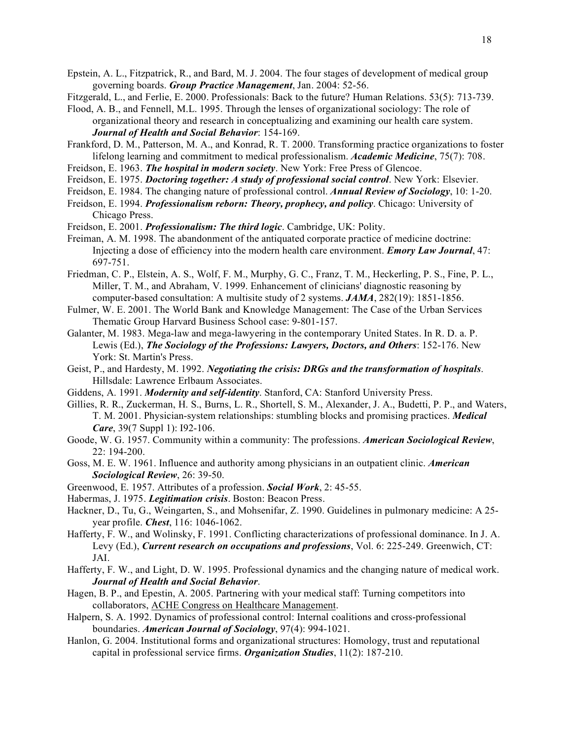Epstein, A. L., Fitzpatrick, R., and Bard, M. J. 2004. The four stages of development of medical group governing boards. ***Group Practice Management***, Jan. 2004: 52-56.

Fitzgerald, L., and Ferlie, E. 2000. Professionals: Back to the future? Human Relations. 53(5): 713-739.

Flood, A. B., and Fennell, M.L. 1995. Through the lenses of organizational sociology: The role of organizational theory and research in conceptualizing and examining our health care system. ***Journal of Health and Social Behavior***: 154-169.

Frankford, D. M., Patterson, M. A., and Konrad, R. T. 2000. Transforming practice organizations to foster lifelong learning and commitment to medical professionalism. ***Academic Medicine***, 75(7): 708.

Freidson, E. 1963. ***The hospital in modern society***. New York: Free Press of Glencoe.

Freidson, E. 1975. ***Doctoring together: A study of professional social control***. New York: Elsevier.

Freidson, E. 1984. The changing nature of professional control. ***Annual Review of Sociology***, 10: 1-20.

Freidson, E. 1994. ***Professionalism reborn: Theory, prophecy, and policy***. Chicago: University of Chicago Press.

Freidson, E. 2001. ***Professionalism: The third logic***. Cambridge, UK: Polity.

Freiman, A. M. 1998. The abandonment of the antiquated corporate practice of medicine doctrine: Injecting a dose of efficiency into the modern health care environment. ***Emory Law Journal***, 47: 697-751.

Friedman, C. P., Elstein, A. S., Wolf, F. M., Murphy, G. C., Franz, T. M., Heckerling, P. S., Fine, P. L., Miller, T. M., and Abraham, V. 1999. Enhancement of clinicians' diagnostic reasoning by computer-based consultation: A multisite study of 2 systems. ***JAMA***, 282(19): 1851-1856.

Fulmer, W. E. 2001. The World Bank and Knowledge Management: The Case of the Urban Services Thematic Group Harvard Business School case: 9-801-157.

Galanter, M. 1983. Mega-law and mega-lawyering in the contemporary United States. In R. D. a. P. Lewis (Ed.), ***The Sociology of the Professions: Lawyers, Doctors, and Others***: 152-176. New York: St. Martin's Press.

Geist, P., and Hardesty, M. 1992. ***Negotiating the crisis: DRGs and the transformation of hospitals***. Hillsdale: Lawrence Erlbaum Associates.

Giddens, A. 1991. ***Modernity and self-identity***. Stanford, CA: Stanford University Press.

Gillies, R. R., Zuckerman, H. S., Burns, L. R., Shortell, S. M., Alexander, J. A., Budetti, P. P., and Waters, T. M. 2001. Physician-system relationships: stumbling blocks and promising practices. ***Medical Care***, 39(7 Suppl 1): I92-106.

Goode, W. G. 1957. Community within a community: The professions. ***American Sociological Review***, 22: 194-200.

Goss, M. E. W. 1961. Influence and authority among physicians in an outpatient clinic. ***American Sociological Review***, 26: 39-50.

Greenwood, E. 1957. Attributes of a profession. ***Social Work***, 2: 45-55.

Habermas, J. 1975. ***Legitimation crisis***. Boston: Beacon Press.

Hackner, D., Tu, G., Weingarten, S., and Mohsenifar, Z. 1990. Guidelines in pulmonary medicine: A 25-year profile. ***Chest***, 116: 1046-1062.

Hafferty, F. W., and Wolinsky, F. 1991. Conflicting characterizations of professional dominance. In J. A. Levy (Ed.), ***Current research on occupations and professions***, Vol. 6: 225-249. Greenwich, CT: JAI.

Hafferty, F. W., and Light, D. W. 1995. Professional dynamics and the changing nature of medical work. ***Journal of Health and Social Behavior***.

Hagen, B. P., and Epestin, A. 2005. Partnering with your medical staff: Turning competitors into collaborators, ACHE Congress on Healthcare Management.

Halpern, S. A. 1992. Dynamics of professional control: Internal coalitions and cross-professional boundaries. ***American Journal of Sociology***, 97(4): 994-1021.

Hanlon, G. 2004. Institutional forms and organizational structures: Homology, trust and reputational capital in professional service firms. ***Organization Studies***, 11(2): 187-210.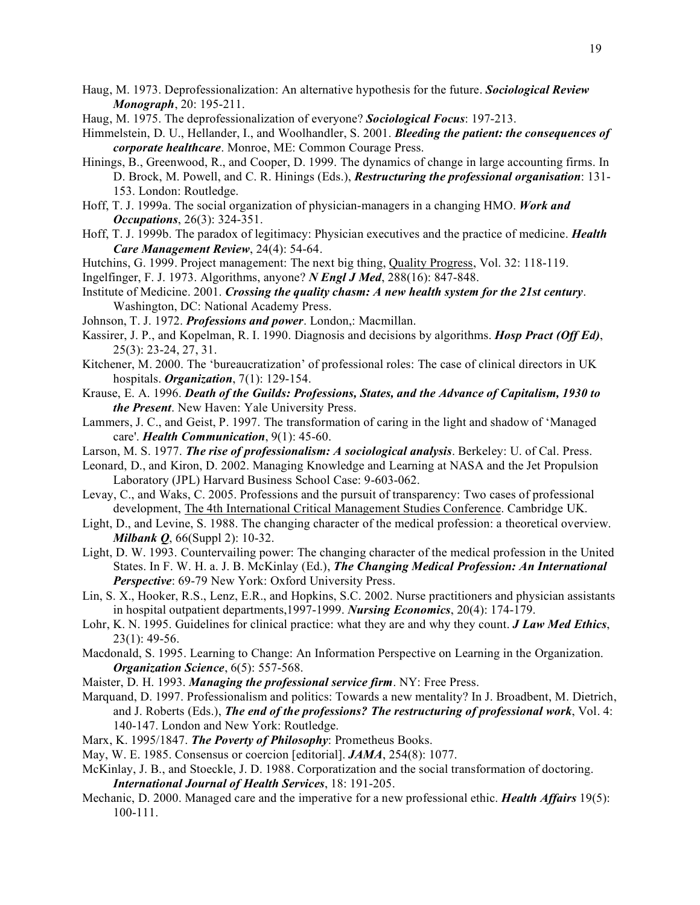Haug, M. 1973. Deprofessionalization: An alternative hypothesis for the future. ***Sociological Review Monograph***, 20: 195-211.

Haug, M. 1975. The deprofessionalization of everyone? ***Sociological Focus***: 197-213.

Himmelstein, D. U., Hellander, I., and Woolhandler, S. 2001. ***Bleeding the patient: the consequences of corporate healthcare***. Monroe, ME: Common Courage Press.

Hinings, B., Greenwood, R., and Cooper, D. 1999. The dynamics of change in large accounting firms. In D. Brock, M. Powell, and C. R. Hinings (Eds.), ***Restructuring the professional organisation***: 131-153. London: Routledge.

Hoff, T. J. 1999a. The social organization of physician-managers in a changing HMO. ***Work and Occupations***, 26(3): 324-351.

Hoff, T. J. 1999b. The paradox of legitimacy: Physician executives and the practice of medicine. ***Health Care Management Review***, 24(4): 54-64.

Hutchins, G. 1999. Project management: The next big thing, Quality Progress, Vol. 32: 118-119.

Ingelfinger, F. J. 1973. Algorithms, anyone? ***N Engl J Med***, 288(16): 847-848.

Institute of Medicine. 2001. ***Crossing the quality chasm: A new health system for the 21st century***. Washington, DC: National Academy Press.

Johnson, T. J. 1972. ***Professions and power***. London,: Macmillan.

Kassirer, J. P., and Kopelman, R. I. 1990. Diagnosis and decisions by algorithms. ***Hosp Pract (Off Ed)***, 25(3): 23-24, 27, 31.

Kitchener, M. 2000. The 'bureaucratization' of professional roles: The case of clinical directors in UK hospitals. ***Organization***, 7(1): 129-154.

Krause, E. A. 1996. ***Death of the Guilds: Professions, States, and the Advance of Capitalism, 1930 to the Present***. New Haven: Yale University Press.

Lammers, J. C., and Geist, P. 1997. The transformation of caring in the light and shadow of 'Managed care'. ***Health Communication***, 9(1): 45-60.

Larson, M. S. 1977. ***The rise of professionalism: A sociological analysis***. Berkeley: U. of Cal. Press.

Leonard, D., and Kiron, D. 2002. Managing Knowledge and Learning at NASA and the Jet Propulsion Laboratory (JPL) Harvard Business School Case: 9-603-062.

Levay, C., and Waks, C. 2005. Professions and the pursuit of transparency: Two cases of professional development, The 4th International Critical Management Studies Conference. Cambridge UK.

Light, D., and Levine, S. 1988. The changing character of the medical profession: a theoretical overview. ***Milbank Q***, 66(Suppl 2): 10-32.

Light, D. W. 1993. Countervailing power: The changing character of the medical profession in the United States. In F. W. H. a. J. B. McKinlay (Ed.), ***The Changing Medical Profession: An International Perspective***: 69-79 New York: Oxford University Press.

Lin, S. X., Hooker, R.S., Lenz, E.R., and Hopkins, S.C. 2002. Nurse practitioners and physician assistants in hospital outpatient departments,1997-1999. ***Nursing Economics***, 20(4): 174-179.

Lohr, K. N. 1995. Guidelines for clinical practice: what they are and why they count. ***J Law Med Ethics***, 23(1): 49-56.

Macdonald, S. 1995. Learning to Change: An Information Perspective on Learning in the Organization. ***Organization Science***, 6(5): 557-568.

Maister, D. H. 1993. ***Managing the professional service firm***. NY: Free Press.

Marquand, D. 1997. Professionalism and politics: Towards a new mentality? In J. Broadbent, M. Dietrich, and J. Roberts (Eds.), ***The end of the professions? The restructuring of professional work***, Vol. 4: 140-147. London and New York: Routledge.

Marx, K. 1995/1847. ***The Poverty of Philosophy***: Prometheus Books.

May, W. E. 1985. Consensus or coercion [editorial]. ***JAMA***, 254(8): 1077.

McKinlay, J. B., and Stoeckle, J. D. 1988. Corporatization and the social transformation of doctoring. ***International Journal of Health Services***, 18: 191-205.

Mechanic, D. 2000. Managed care and the imperative for a new professional ethic. ***Health Affairs*** 19(5): 100-111.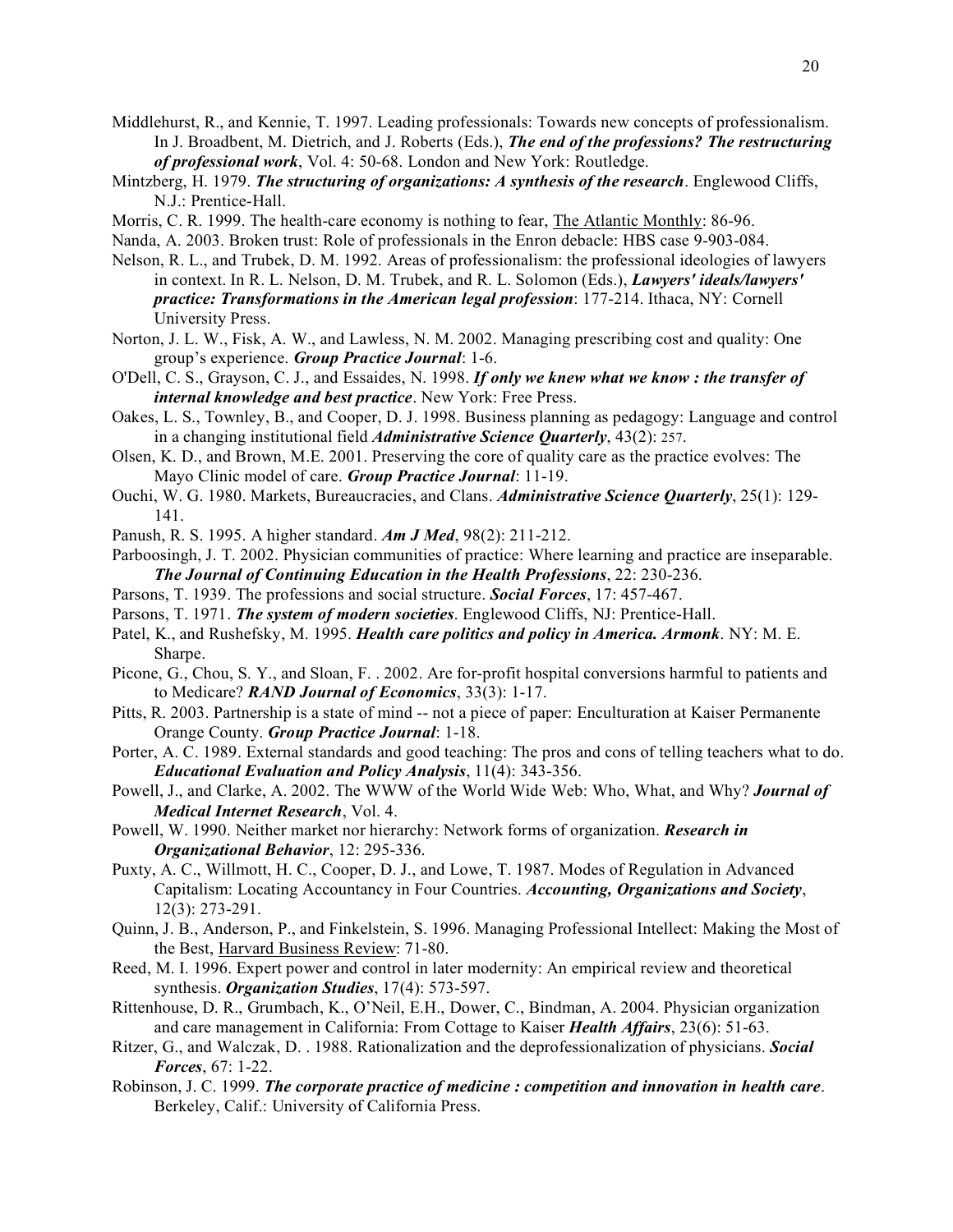Middlehurst, R., and Kennie, T. 1997. Leading professionals: Towards new concepts of professionalism. In J. Broadbent, M. Dietrich, and J. Roberts (Eds.), ***The end of the professions? The restructuring of professional work***, Vol. 4: 50-68. London and New York: Routledge.

Mintzberg, H. 1979. ***The structuring of organizations: A synthesis of the research***. Englewood Cliffs, N.J.: Prentice-Hall.

Morris, C. R. 1999. The health-care economy is nothing to fear, The Atlantic Monthly: 86-96.

Nanda, A. 2003. Broken trust: Role of professionals in the Enron debacle: HBS case 9-903-084.

Nelson, R. L., and Trubek, D. M. 1992. Areas of professionalism: the professional ideologies of lawyers in context. In R. L. Nelson, D. M. Trubek, and R. L. Solomon (Eds.), ***Lawyers' ideals/lawyers' practice: Transformations in the American legal profession***: 177-214. Ithaca, NY: Cornell University Press.

Norton, J. L. W., Fisk, A. W., and Lawless, N. M. 2002. Managing prescribing cost and quality: One group's experience. ***Group Practice Journal***: 1-6.

O'Dell, C. S., Grayson, C. J., and Essaides, N. 1998. ***If only we knew what we know : the transfer of internal knowledge and best practice***. New York: Free Press.

Oakes, L. S., Townley, B., and Cooper, D. J. 1998. Business planning as pedagogy: Language and control in a changing institutional field ***Administrative Science Quarterly***, 43(2): 257.

Olsen, K. D., and Brown, M.E. 2001. Preserving the core of quality care as the practice evolves: The Mayo Clinic model of care. ***Group Practice Journal***: 11-19.

Ouchi, W. G. 1980. Markets, Bureaucracies, and Clans. ***Administrative Science Quarterly***, 25(1): 129-141.

Panush, R. S. 1995. A higher standard. ***Am J Med***, 98(2): 211-212.

Parboosingh, J. T. 2002. Physician communities of practice: Where learning and practice are inseparable. ***The Journal of Continuing Education in the Health Professions***, 22: 230-236.

Parsons, T. 1939. The professions and social structure. ***Social Forces***, 17: 457-467.

Parsons, T. 1971. ***The system of modern societies***. Englewood Cliffs, NJ: Prentice-Hall.

Patel, K., and Rushefsky, M. 1995. ***Health care politics and policy in America. Armonk***. NY: M. E. Sharpe.

Picone, G., Chou, S. Y., and Sloan, F. . 2002. Are for-profit hospital conversions harmful to patients and to Medicare? ***RAND Journal of Economics***, 33(3): 1-17.

Pitts, R. 2003. Partnership is a state of mind -- not a piece of paper: Enculturation at Kaiser Permanente Orange County. ***Group Practice Journal***: 1-18.

Porter, A. C. 1989. External standards and good teaching: The pros and cons of telling teachers what to do. ***Educational Evaluation and Policy Analysis***, 11(4): 343-356.

Powell, J., and Clarke, A. 2002. The WWW of the World Wide Web: Who, What, and Why? ***Journal of Medical Internet Research***, Vol. 4.

Powell, W. 1990. Neither market nor hierarchy: Network forms of organization. ***Research in Organizational Behavior***, 12: 295-336.

Puxty, A. C., Willmott, H. C., Cooper, D. J., and Lowe, T. 1987. Modes of Regulation in Advanced Capitalism: Locating Accountancy in Four Countries. ***Accounting, Organizations and Society***, 12(3): 273-291.

Quinn, J. B., Anderson, P., and Finkelstein, S. 1996. Managing Professional Intellect: Making the Most of the Best, Harvard Business Review: 71-80.

Reed, M. I. 1996. Expert power and control in later modernity: An empirical review and theoretical synthesis. ***Organization Studies***, 17(4): 573-597.

Rittenhouse, D. R., Grumbach, K., O'Neil, E.H., Dower, C., Bindman, A. 2004. Physician organization and care management in California: From Cottage to Kaiser ***Health Affairs***, 23(6): 51-63.

Ritzer, G., and Walczak, D. . 1988. Rationalization and the deprofessionalization of physicians. ***Social Forces***, 67: 1-22.

Robinson, J. C. 1999. ***The corporate practice of medicine : competition and innovation in health care***. Berkeley, Calif.: University of California Press.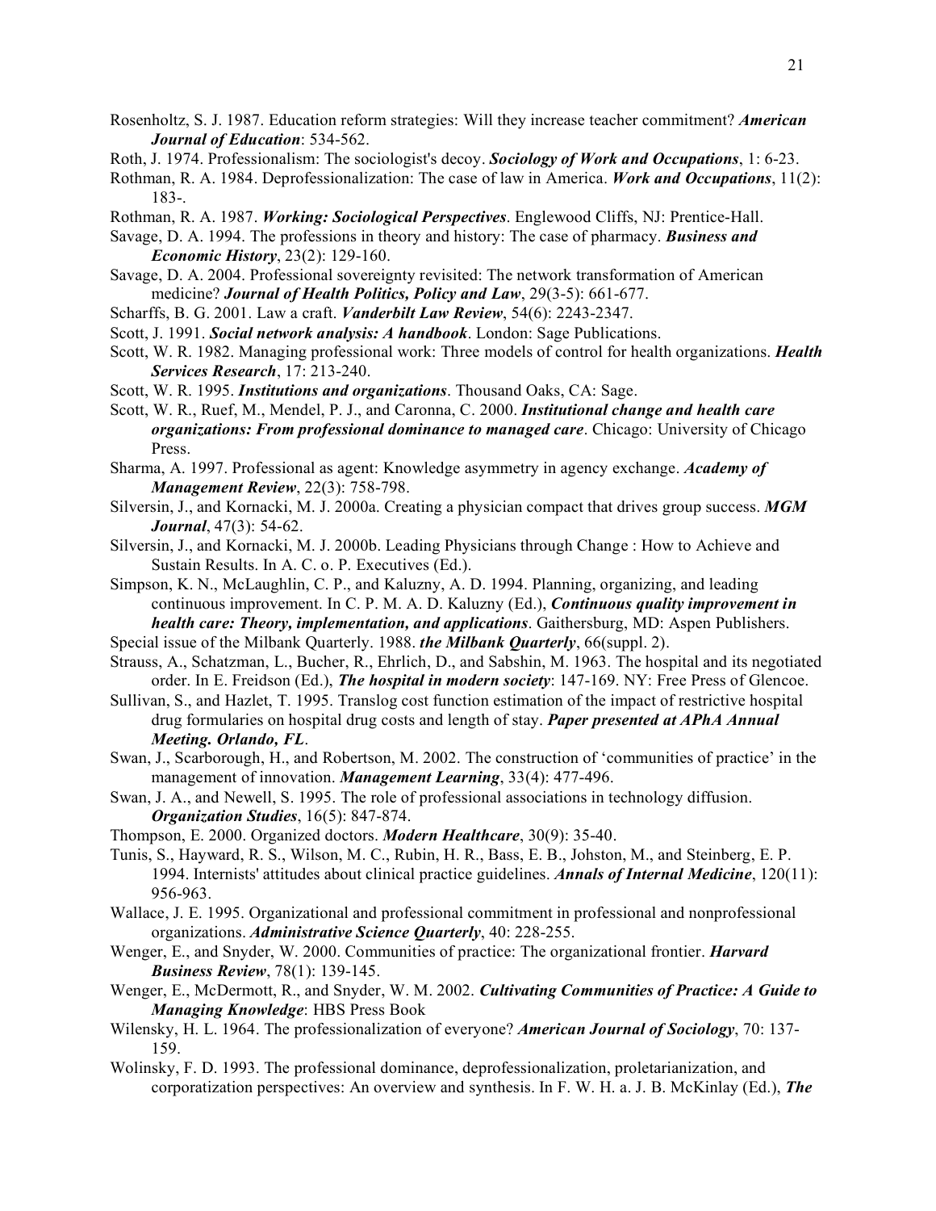Rosenholtz, S. J. 1987. Education reform strategies: Will they increase teacher commitment? ***American Journal of Education***: 534-562.

Roth, J. 1974. Professionalism: The sociologist's decoy. ***Sociology of Work and Occupations***, 1: 6-23.

Rothman, R. A. 1984. Deprofessionalization: The case of law in America. ***Work and Occupations***, 11(2): 183-.

Rothman, R. A. 1987. ***Working: Sociological Perspectives***. Englewood Cliffs, NJ: Prentice-Hall.

Savage, D. A. 1994. The professions in theory and history: The case of pharmacy. ***Business and Economic History***, 23(2): 129-160.

Savage, D. A. 2004. Professional sovereignty revisited: The network transformation of American medicine? ***Journal of Health Politics, Policy and Law***, 29(3-5): 661-677.

Scharffs, B. G. 2001. Law a craft. ***Vanderbilt Law Review***, 54(6): 2243-2347.

Scott, J. 1991. ***Social network analysis: A handbook***. London: Sage Publications.

Scott, W. R. 1982. Managing professional work: Three models of control for health organizations. ***Health Services Research***, 17: 213-240.

Scott, W. R. 1995. ***Institutions and organizations***. Thousand Oaks, CA: Sage.

Scott, W. R., Ruef, M., Mendel, P. J., and Caronna, C. 2000. ***Institutional change and health care organizations: From professional dominance to managed care***. Chicago: University of Chicago Press.

Sharma, A. 1997. Professional as agent: Knowledge asymmetry in agency exchange. ***Academy of Management Review***, 22(3): 758-798.

Silversin, J., and Kornacki, M. J. 2000a. Creating a physician compact that drives group success. ***MGM Journal***, 47(3): 54-62.

Silversin, J., and Kornacki, M. J. 2000b. Leading Physicians through Change : How to Achieve and Sustain Results. In A. C. o. P. Executives (Ed.).

Simpson, K. N., McLaughlin, C. P., and Kaluzny, A. D. 1994. Planning, organizing, and leading continuous improvement. In C. P. M. A. D. Kaluzny (Ed.), ***Continuous quality improvement in health care: Theory, implementation, and applications***. Gaithersburg, MD: Aspen Publishers.

Special issue of the Milbank Quarterly. 1988. ***the Milbank Quarterly***, 66(suppl. 2).

Strauss, A., Schatzman, L., Bucher, R., Ehrlich, D., and Sabshin, M. 1963. The hospital and its negotiated order. In E. Freidson (Ed.), ***The hospital in modern society***: 147-169. NY: Free Press of Glencoe.

Sullivan, S., and Hazlet, T. 1995. Translog cost function estimation of the impact of restrictive hospital drug formularies on hospital drug costs and length of stay. ***Paper presented at APhA Annual Meeting. Orlando, FL***.

Swan, J., Scarborough, H., and Robertson, M. 2002. The construction of 'communities of practice' in the management of innovation. ***Management Learning***, 33(4): 477-496.

Swan, J. A., and Newell, S. 1995. The role of professional associations in technology diffusion. ***Organization Studies***, 16(5): 847-874.

Thompson, E. 2000. Organized doctors. ***Modern Healthcare***, 30(9): 35-40.

Tunis, S., Hayward, R. S., Wilson, M. C., Rubin, H. R., Bass, E. B., Johston, M., and Steinberg, E. P. 1994. Internists' attitudes about clinical practice guidelines. ***Annals of Internal Medicine***, 120(11): 956-963.

Wallace, J. E. 1995. Organizational and professional commitment in professional and nonprofessional organizations. ***Administrative Science Quarterly***, 40: 228-255.

Wenger, E., and Snyder, W. 2000. Communities of practice: The organizational frontier. ***Harvard Business Review***, 78(1): 139-145.

Wenger, E., McDermott, R., and Snyder, W. M. 2002. ***Cultivating Communities of Practice: A Guide to Managing Knowledge***: HBS Press Book

Wilensky, H. L. 1964. The professionalization of everyone? ***American Journal of Sociology***, 70: 137-159.

Wolinsky, F. D. 1993. The professional dominance, deprofessionalization, proletarianization, and corporatization perspectives: An overview and synthesis. In F. W. H. a. J. B. McKinlay (Ed.), ***The***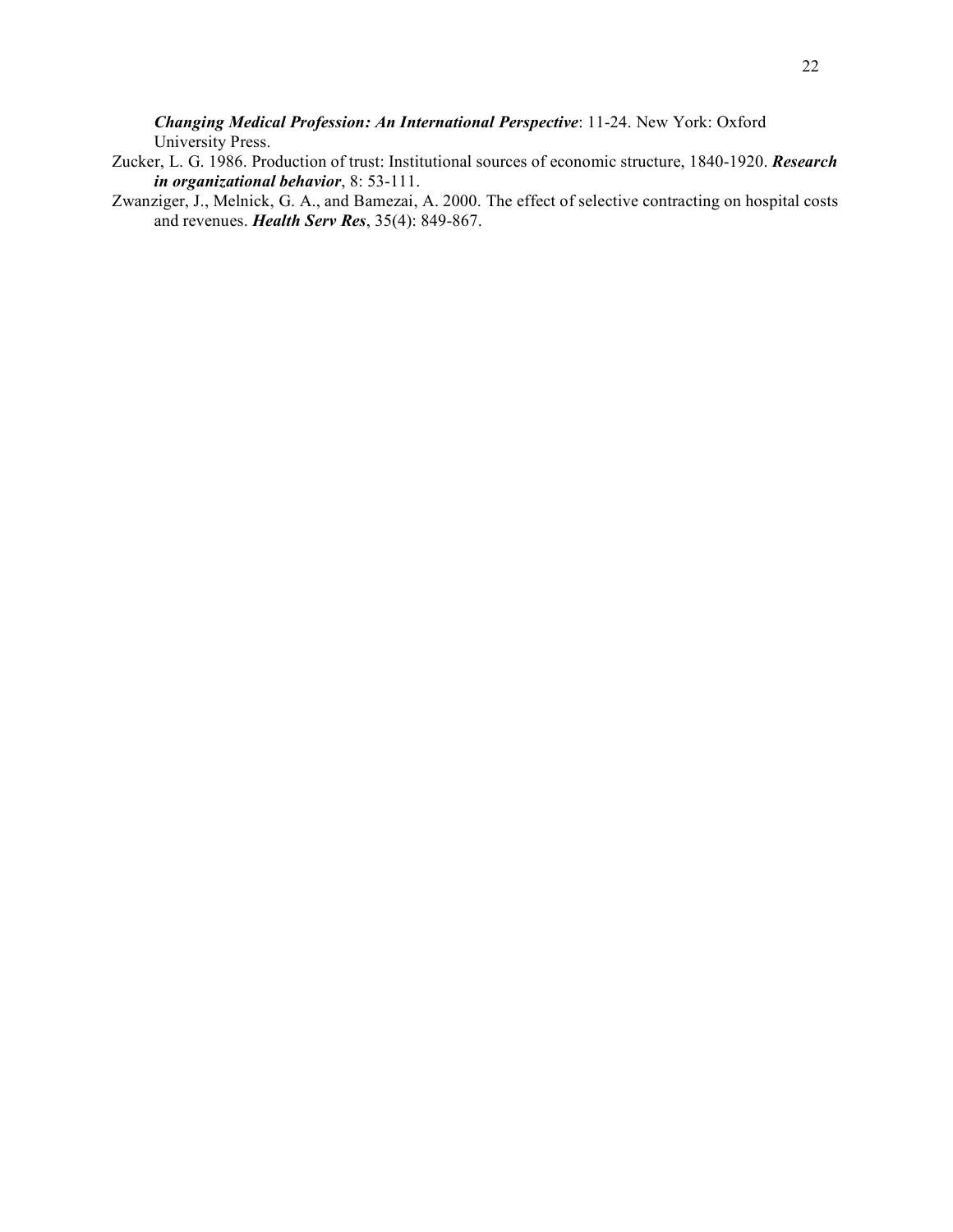***Changing Medical Profession: An International Perspective***: 11-24. New York: Oxford University Press.

Zucker, L. G. 1986. Production of trust: Institutional sources of economic structure, 1840-1920. ***Research in organizational behavior***, 8: 53-111.

Zwanziger, J., Melnick, G. A., and Bamezai, A. 2000. The effect of selective contracting on hospital costs and revenues. ***Health Serv Res***, 35(4): 849-867.